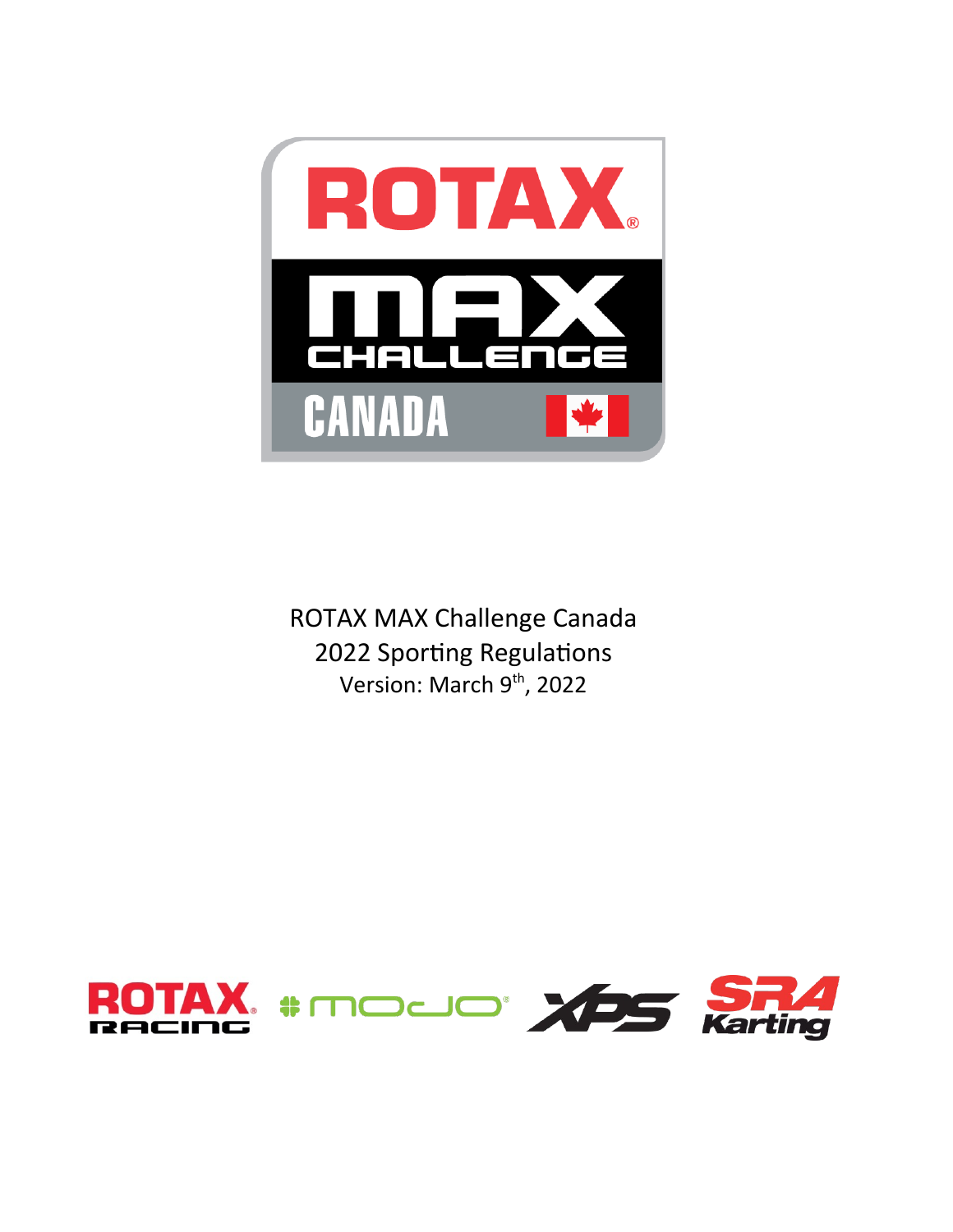ROTAX MAX Challenge Canada
2022 Sporting Regulations
Version: March 9th, 2022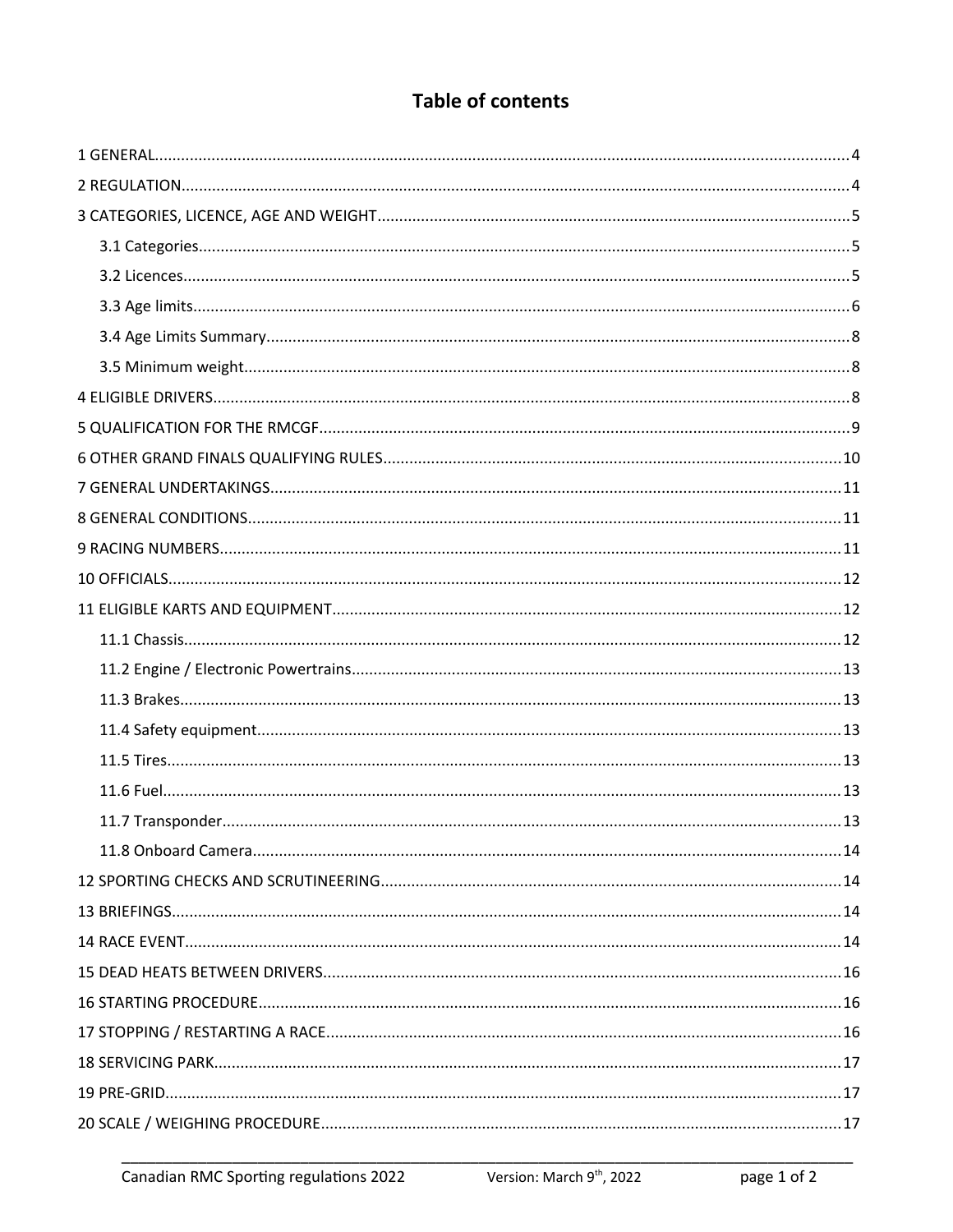# Table of contents

1 GENERAL.....4

2 REGULATION.....4

3 CATEGORIES, LICENCE, AGE AND WEIGHT.....5

- 3.1 Categories.....5
- 3.2 Licences.....5
- 3.3 Age limits.....6
- 3.4 Age Limits Summary.....8
- 3.5 Minimum weight.....8

4 ELIGIBLE DRIVERS.....8

5 QUALIFICATION FOR THE RMCGF.....9

6 OTHER GRAND FINALS QUALIFYING RULES.....10

7 GENERAL UNDERTAKINGS.....11

8 GENERAL CONDITIONS.....11

9 RACING NUMBERS.....11

10 OFFICIALS.....12

11 ELIGIBLE KARTS AND EQUIPMENT.....12

- 11.1 Chassis.....12
- 11.2 Engine / Electronic Powertrains.....13
- 11.3 Brakes.....13
- 11.4 Safety equipment.....13
- 11.5 Tires.....13
- 11.6 Fuel.....13
- 11.7 Transponder.....13
- 11.8 Onboard Camera.....14

12 SPORTING CHECKS AND SCRUTINEERING.....14

13 BRIEFINGS.....14

14 RACE EVENT.....14

15 DEAD HEATS BETWEEN DRIVERS.....16

16 STARTING PROCEDURE.....16

17 STOPPING / RESTARTING A RACE.....16

18 SERVICING PARK.....17

19 PRE-GRID.....17

20 SCALE / WEIGHING PROCEDURE.....17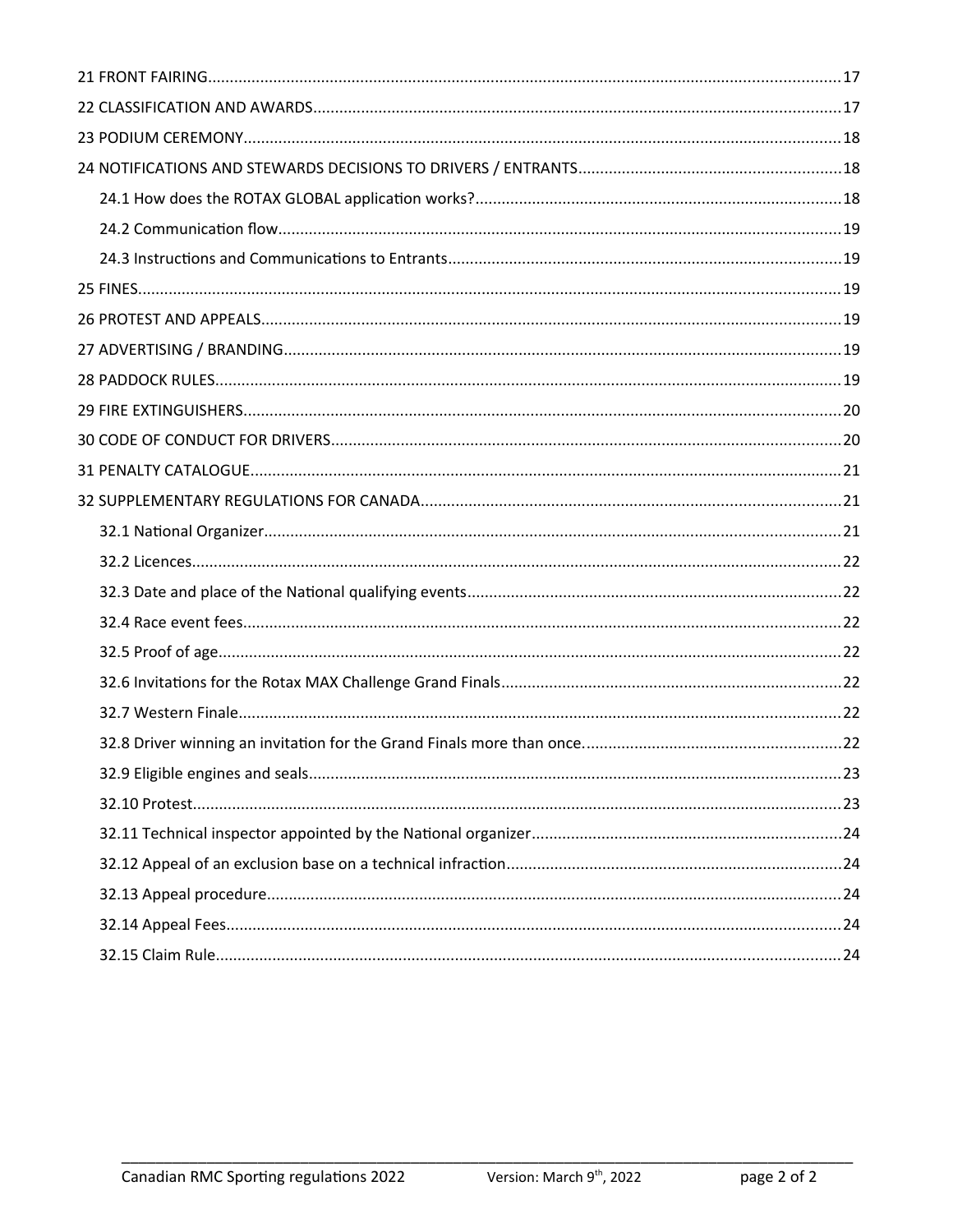21 FRONT FAIRING....17
22 CLASSIFICATION AND AWARDS....17
23 PODIUM CEREMONY....18
24 NOTIFICATIONS AND STEWARDS DECISIONS TO DRIVERS / ENTRANTS....18
- 24.1 How does the ROTAX GLOBAL application works?....18
- 24.2 Communication flow....19
- 24.3 Instructions and Communications to Entrants....19

25 FINES....19
26 PROTEST AND APPEALS....19
27 ADVERTISING / BRANDING....19
28 PADDOCK RULES....19
29 FIRE EXTINGUISHERS....20
30 CODE OF CONDUCT FOR DRIVERS....20
31 PENALTY CATALOGUE....21
32 SUPPLEMENTARY REGULATIONS FOR CANADA....21
- 32.1 National Organizer....21
- 32.2 Licences....22
- 32.3 Date and place of the National qualifying events....22
- 32.4 Race event fees....22
- 32.5 Proof of age....22
- 32.6 Invitations for the Rotax MAX Challenge Grand Finals....22
- 32.7 Western Finale....22
- 32.8 Driver winning an invitation for the Grand Finals more than once....22
- 32.9 Eligible engines and seals....23
- 32.10 Protest....23
- 32.11 Technical inspector appointed by the National organizer....24
- 32.12 Appeal of an exclusion base on a technical infraction....24
- 32.13 Appeal procedure....24
- 32.14 Appeal Fees....24
- 32.15 Claim Rule....24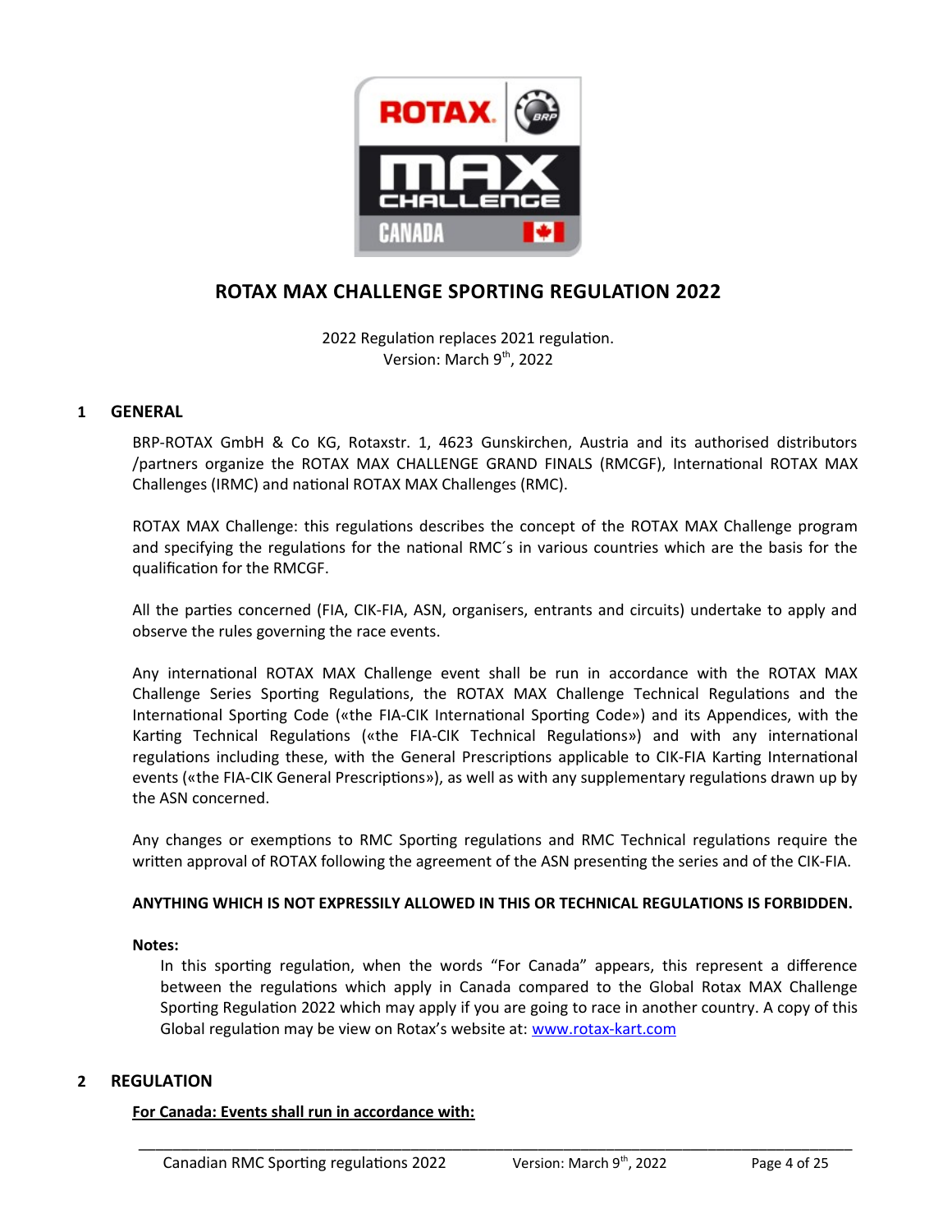# ROTAX MAX CHALLENGE SPORTING REGULATION 2022

2022 Regulation replaces 2021 regulation.
Version: March 9th, 2022

## 1 GENERAL

BRP-ROTAX GmbH & Co KG, Rotaxstr. 1, 4623 Gunskirchen, Austria and its authorised distributors /partners organize the ROTAX MAX CHALLENGE GRAND FINALS (RMCGF), International ROTAX MAX Challenges (IRMC) and national ROTAX MAX Challenges (RMC).

ROTAX MAX Challenge: this regulations describes the concept of the ROTAX MAX Challenge program and specifying the regulations for the national RMC´s in various countries which are the basis for the qualification for the RMCGF.

All the parties concerned (FIA, CIK-FIA, ASN, organisers, entrants and circuits) undertake to apply and observe the rules governing the race events.

Any international ROTAX MAX Challenge event shall be run in accordance with the ROTAX MAX Challenge Series Sporting Regulations, the ROTAX MAX Challenge Technical Regulations and the International Sporting Code («the FIA-CIK International Sporting Code») and its Appendices, with the Karting Technical Regulations («the FIA-CIK Technical Regulations») and with any international regulations including these, with the General Prescriptions applicable to CIK-FIA Karting International events («the FIA-CIK General Prescriptions»), as well as with any supplementary regulations drawn up by the ASN concerned.

Any changes or exemptions to RMC Sporting regulations and RMC Technical regulations require the written approval of ROTAX following the agreement of the ASN presenting the series and of the CIK-FIA.

**ANYTHING WHICH IS NOT EXPRESSILY ALLOWED IN THIS OR TECHNICAL REGULATIONS IS FORBIDDEN.**

**Notes:**

In this sporting regulation, when the words “For Canada” appears, this represent a difference between the regulations which apply in Canada compared to the Global Rotax MAX Challenge Sporting Regulation 2022 which may apply if you are going to race in another country. A copy of this Global regulation may be view on Rotax’s website at: [www.rotax-kart.com](www.rotax-kart.com)

## 2 REGULATION

**For Canada: Events shall run in accordance with:**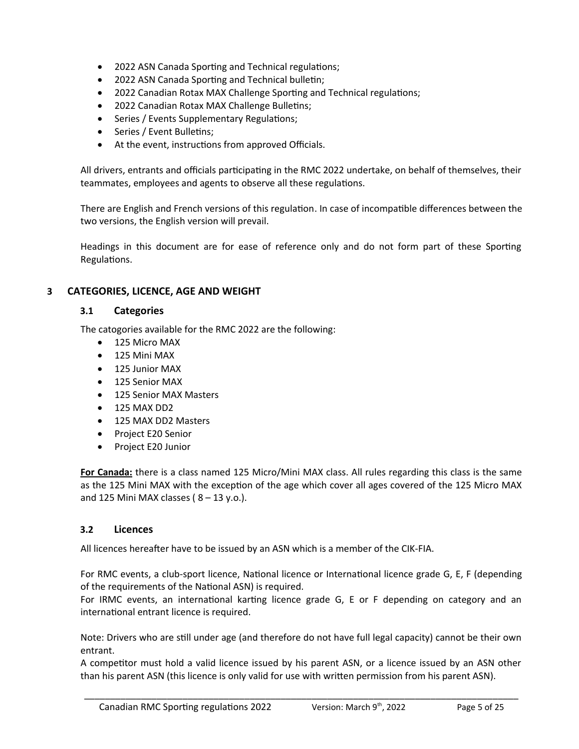- 2022 ASN Canada Sporting and Technical regulations;
- 2022 ASN Canada Sporting and Technical bulletin;
- 2022 Canadian Rotax MAX Challenge Sporting and Technical regulations;
- 2022 Canadian Rotax MAX Challenge Bulletins;
- Series / Events Supplementary Regulations;
- Series / Event Bulletins;
- At the event, instructions from approved Officials.

All drivers, entrants and officials participating in the RMC 2022 undertake, on behalf of themselves, their teammates, employees and agents to observe all these regulations.

There are English and French versions of this regulation. In case of incompatible differences between the two versions, the English version will prevail.

Headings in this document are for ease of reference only and do not form part of these Sporting Regulations.

# 3 CATEGORIES, LICENCE, AGE AND WEIGHT

## 3.1 Categories

The catogories available for the RMC 2022 are the following:

- 125 Micro MAX
- 125 Mini MAX
- 125 Junior MAX
- 125 Senior MAX
- 125 Senior MAX Masters
- 125 MAX DD2
- 125 MAX DD2 Masters
- Project E20 Senior
- Project E20 Junior

**For Canada:** there is a class named 125 Micro/Mini MAX class. All rules regarding this class is the same as the 125 Mini MAX with the exception of the age which cover all ages covered of the 125 Micro MAX and 125 Mini MAX classes ( 8 – 13 y.o.).

## 3.2 Licences

All licences hereafter have to be issued by an ASN which is a member of the CIK-FIA.

For RMC events, a club-sport licence, National licence or International licence grade G, E, F (depending of the requirements of the National ASN) is required.
For IRMC events, an international karting licence grade G, E or F depending on category and an international entrant licence is required.

Note: Drivers who are still under age (and therefore do not have full legal capacity) cannot be their own entrant.
A competitor must hold a valid licence issued by his parent ASN, or a licence issued by an ASN other than his parent ASN (this licence is only valid for use with written permission from his parent ASN).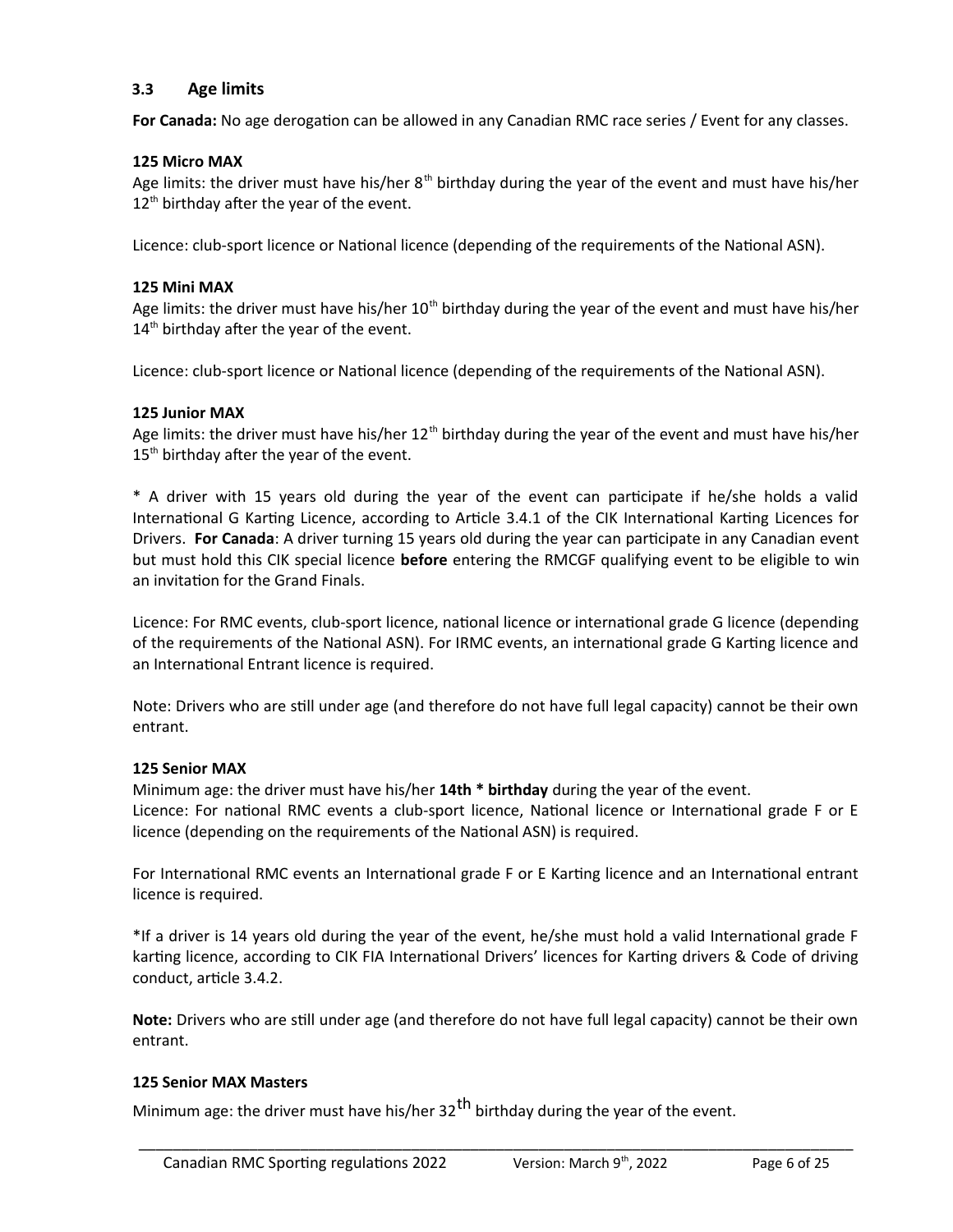### 3.3 Age limits

**For Canada:** No age derogation can be allowed in any Canadian RMC race series / Event for any classes.

**125 Micro MAX**

Age limits: the driver must have his/her 8th birthday during the year of the event and must have his/her 12th birthday after the year of the event.

Licence: club-sport licence or National licence (depending of the requirements of the National ASN).

**125 Mini MAX**

Age limits: the driver must have his/her 10th birthday during the year of the event and must have his/her 14th birthday after the year of the event.

Licence: club-sport licence or National licence (depending of the requirements of the National ASN).

**125 Junior MAX**

Age limits: the driver must have his/her 12th birthday during the year of the event and must have his/her 15th birthday after the year of the event.

* A driver with 15 years old during the year of the event can participate if he/she holds a valid International G Karting Licence, according to Article 3.4.1 of the CIK International Karting Licences for Drivers. **For Canada**: A driver turning 15 years old during the year can participate in any Canadian event but must hold this CIK special licence **before** entering the RMCGF qualifying event to be eligible to win an invitation for the Grand Finals.

Licence: For RMC events, club-sport licence, national licence or international grade G licence (depending of the requirements of the National ASN). For IRMC events, an international grade G Karting licence and an International Entrant licence is required.

Note: Drivers who are still under age (and therefore do not have full legal capacity) cannot be their own entrant.

**125 Senior MAX**

Minimum age: the driver must have his/her **14th * birthday** during the year of the event.
Licence: For national RMC events a club-sport licence, National licence or International grade F or E licence (depending on the requirements of the National ASN) is required.

For International RMC events an International grade F or E Karting licence and an International entrant licence is required.

*If a driver is 14 years old during the year of the event, he/she must hold a valid International grade F karting licence, according to CIK FIA International Drivers' licences for Karting drivers & Code of driving conduct, article 3.4.2.

**Note:** Drivers who are still under age (and therefore do not have full legal capacity) cannot be their own entrant.

**125 Senior MAX Masters**

Minimum age: the driver must have his/her 32th birthday during the year of the event.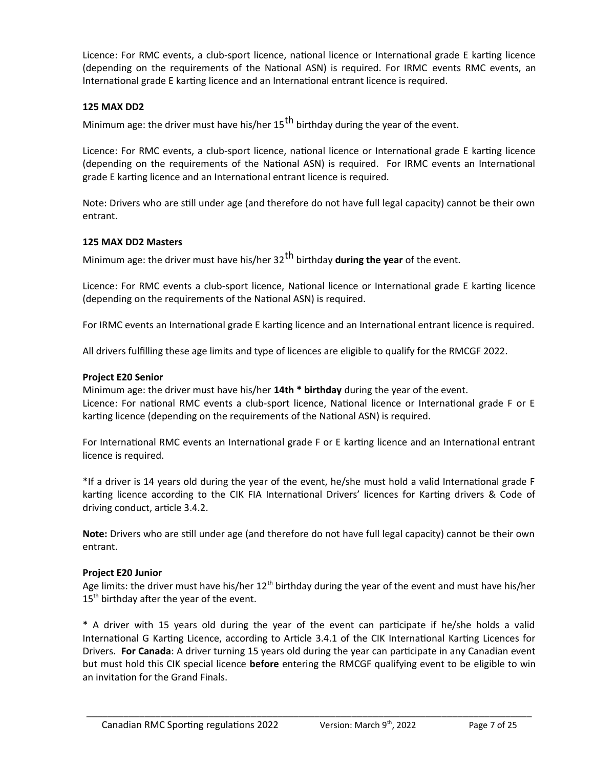Licence: For RMC events, a club-sport licence, national licence or International grade E karting licence (depending on the requirements of the National ASN) is required. For IRMC events RMC events, an International grade E karting licence and an International entrant licence is required.

### 125 MAX DD2

Minimum age: the driver must have his/her 15th birthday during the year of the event.

Licence: For RMC events, a club-sport licence, national licence or International grade E karting licence (depending on the requirements of the National ASN) is required. For IRMC events an International grade E karting licence and an International entrant licence is required.

Note: Drivers who are still under age (and therefore do not have full legal capacity) cannot be their own entrant.

### 125 MAX DD2 Masters

Minimum age: the driver must have his/her 32th birthday **during the year** of the event.

Licence: For RMC events a club-sport licence, National licence or International grade E karting licence (depending on the requirements of the National ASN) is required.

For IRMC events an International grade E karting licence and an International entrant licence is required.

All drivers fulfilling these age limits and type of licences are eligible to qualify for the RMCGF 2022.

### Project E20 Senior

Minimum age: the driver must have his/her **14th * birthday** during the year of the event.
Licence: For national RMC events a club-sport licence, National licence or International grade F or E karting licence (depending on the requirements of the National ASN) is required.

For International RMC events an International grade F or E karting licence and an International entrant licence is required.

*If a driver is 14 years old during the year of the event, he/she must hold a valid International grade F karting licence according to the CIK FIA International Drivers' licences for Karting drivers & Code of driving conduct, article 3.4.2.

**Note:** Drivers who are still under age (and therefore do not have full legal capacity) cannot be their own entrant.

### Project E20 Junior

Age limits: the driver must have his/her 12th birthday during the year of the event and must have his/her 15th birthday after the year of the event.

* A driver with 15 years old during the year of the event can participate if he/she holds a valid International G Karting Licence, according to Article 3.4.1 of the CIK International Karting Licences for Drivers. **For Canada**: A driver turning 15 years old during the year can participate in any Canadian event but must hold this CIK special licence **before** entering the RMCGF qualifying event to be eligible to win an invitation for the Grand Finals.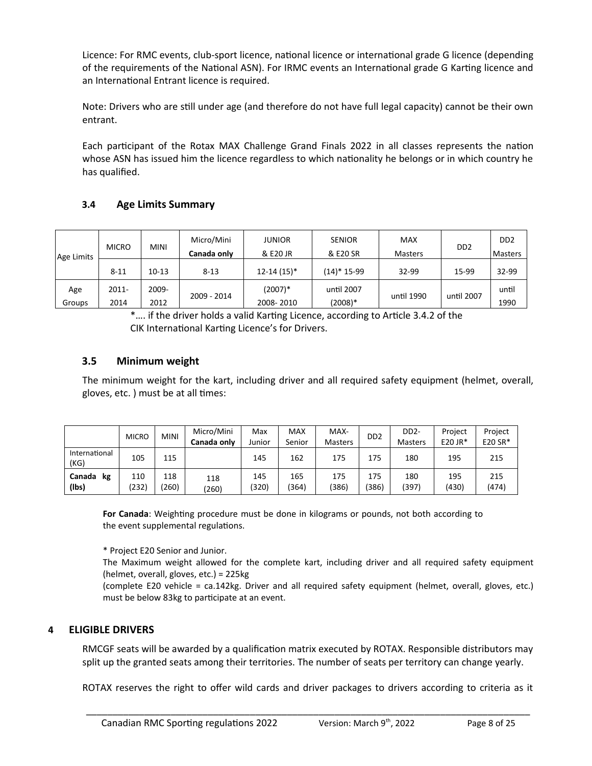Licence: For RMC events, club-sport licence, national licence or international grade G licence (depending of the requirements of the National ASN). For IRMC events an International grade G Karting licence and an International Entrant licence is required.

Note: Drivers who are still under age (and therefore do not have full legal capacity) cannot be their own entrant.

Each participant of the Rotax MAX Challenge Grand Finals 2022 in all classes represents the nation whose ASN has issued him the licence regardless to which nationality he belongs or in which country he has qualified.

### 3.4 Age Limits Summary

| Age Limits | MICRO | MINI | Micro/Mini **Canada only** | JUNIOR & E20 JR | SENIOR & E20 SR | MAX Masters | DD2 | DD2 Masters |
|---|---|---|---|---|---|---|---|---|
| | 8-11 | 10-13 | 8-13 | 12-14 (15)* | (14)* 15-99 | 32-99 | 15-99 | 32-99 |
| Age Groups | 2011-2014 | 2009-2012 | 2009 - 2014 | (2007)* 2008- 2010 | until 2007 (2008)* | until 1990 | until 2007 | until 1990 |

*…. if the driver holds a valid Karting Licence, according to Article 3.4.2 of the CIK International Karting Licence's for Drivers.

### 3.5 Minimum weight

The minimum weight for the kart, including driver and all required safety equipment (helmet, overall, gloves, etc. ) must be at all times:

| | MICRO | MINI | Micro/Mini **Canada only** | Max Junior | MAX Senior | MAX-Masters | DD2 | DD2-Masters | Project E20 JR* | Project E20 SR* |
|---|---|---|---|---|---|---|---|---|---|---|
| International (KG) | 105 | 115 | | 145 | 162 | 175 | 175 | 180 | 195 | 215 |
| **Canada kg (lbs)** | 110 (232) | 118 (260) | 118 (260) | 145 (320) | 165 (364) | 175 (386) | 175 (386) | 180 (397) | 195 (430) | 215 (474) |

**For Canada**: Weighting procedure must be done in kilograms or pounds, not both according to the event supplemental regulations.

* Project E20 Senior and Junior.
The Maximum weight allowed for the complete kart, including driver and all required safety equipment (helmet, overall, gloves, etc.) = 225kg
(complete E20 vehicle = ca.142kg. Driver and all required safety equipment (helmet, overall, gloves, etc.) must be below 83kg to participate at an event.

## 4 ELIGIBLE DRIVERS

RMCGF seats will be awarded by a qualification matrix executed by ROTAX. Responsible distributors may split up the granted seats among their territories. The number of seats per territory can change yearly.

ROTAX reserves the right to offer wild cards and driver packages to drivers according to criteria as it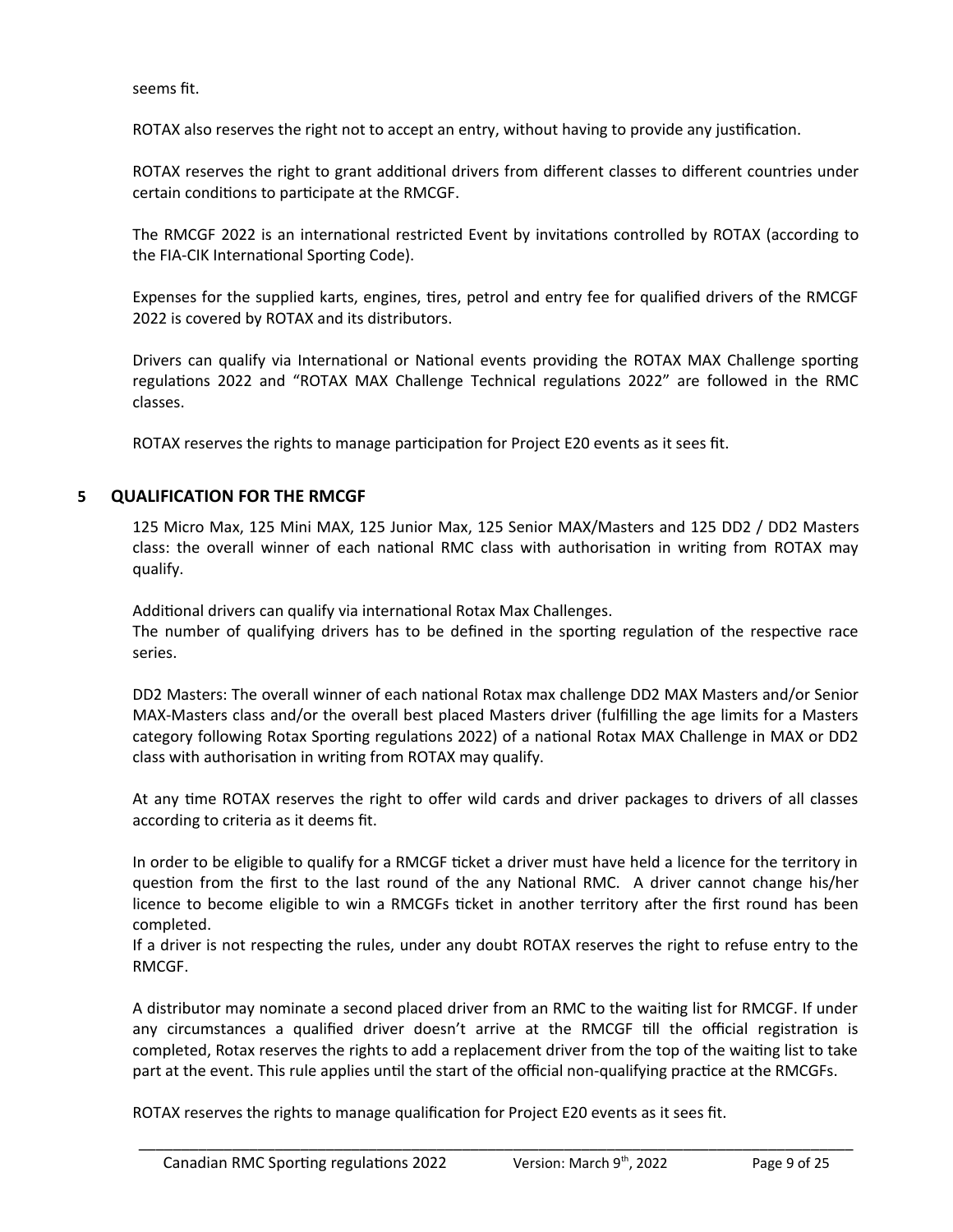seems fit.

ROTAX also reserves the right not to accept an entry, without having to provide any justification.

ROTAX reserves the right to grant additional drivers from different classes to different countries under certain conditions to participate at the RMCGF.

The RMCGF 2022 is an international restricted Event by invitations controlled by ROTAX (according to the FIA-CIK International Sporting Code).

Expenses for the supplied karts, engines, tires, petrol and entry fee for qualified drivers of the RMCGF 2022 is covered by ROTAX and its distributors.

Drivers can qualify via International or National events providing the ROTAX MAX Challenge sporting regulations 2022 and "ROTAX MAX Challenge Technical regulations 2022" are followed in the RMC classes.

ROTAX reserves the rights to manage participation for Project E20 events as it sees fit.

## 5 QUALIFICATION FOR THE RMCGF

125 Micro Max, 125 Mini MAX, 125 Junior Max, 125 Senior MAX/Masters and 125 DD2 / DD2 Masters class: the overall winner of each national RMC class with authorisation in writing from ROTAX may qualify.

Additional drivers can qualify via international Rotax Max Challenges.
The number of qualifying drivers has to be defined in the sporting regulation of the respective race series.

DD2 Masters: The overall winner of each national Rotax max challenge DD2 MAX Masters and/or Senior MAX-Masters class and/or the overall best placed Masters driver (fulfilling the age limits for a Masters category following Rotax Sporting regulations 2022) of a national Rotax MAX Challenge in MAX or DD2 class with authorisation in writing from ROTAX may qualify.

At any time ROTAX reserves the right to offer wild cards and driver packages to drivers of all classes according to criteria as it deems fit.

In order to be eligible to qualify for a RMCGF ticket a driver must have held a licence for the territory in question from the first to the last round of the any National RMC. A driver cannot change his/her licence to become eligible to win a RMCGFs ticket in another territory after the first round has been completed.
If a driver is not respecting the rules, under any doubt ROTAX reserves the right to refuse entry to the RMCGF.

A distributor may nominate a second placed driver from an RMC to the waiting list for RMCGF. If under any circumstances a qualified driver doesn't arrive at the RMCGF till the official registration is completed, Rotax reserves the rights to add a replacement driver from the top of the waiting list to take part at the event. This rule applies until the start of the official non-qualifying practice at the RMCGFs.

ROTAX reserves the rights to manage qualification for Project E20 events as it sees fit.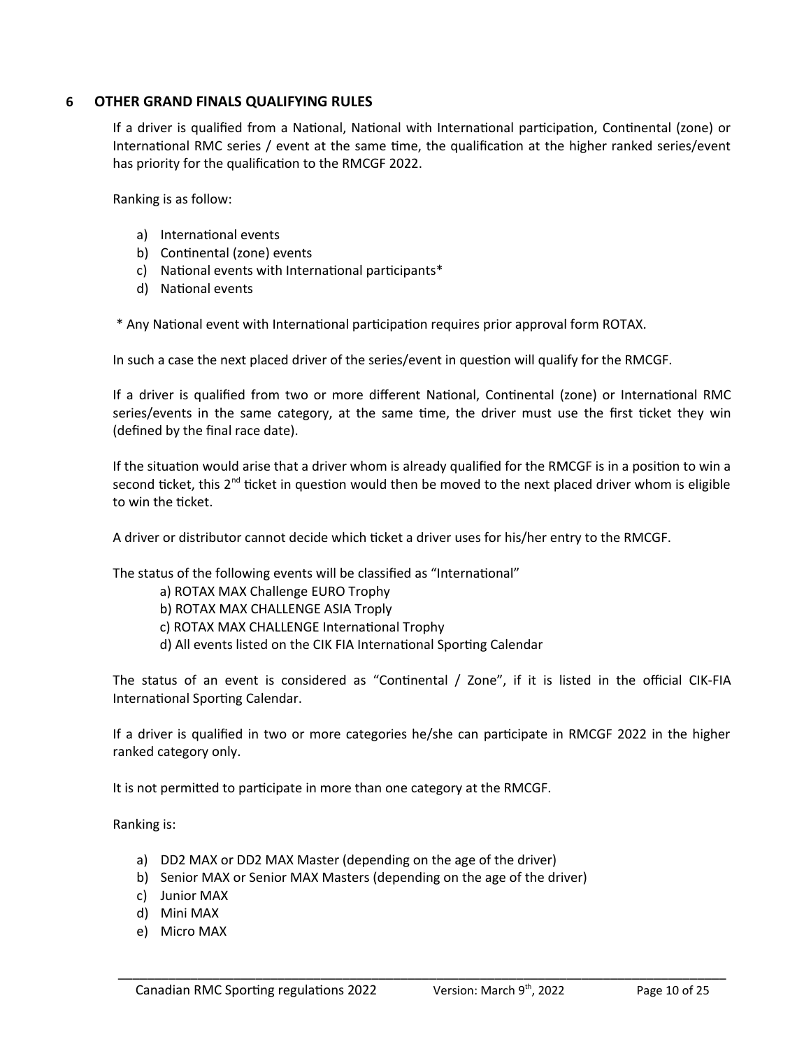## 6 OTHER GRAND FINALS QUALIFYING RULES

If a driver is qualified from a National, National with International participation, Continental (zone) or International RMC series / event at the same time, the qualification at the higher ranked series/event has priority for the qualification to the RMCGF 2022.

Ranking is as follow:

a) International events
b) Continental (zone) events
c) National events with International participants*
d) National events

\* Any National event with International participation requires prior approval form ROTAX.

In such a case the next placed driver of the series/event in question will qualify for the RMCGF.

If a driver is qualified from two or more different National, Continental (zone) or International RMC series/events in the same category, at the same time, the driver must use the first ticket they win (defined by the final race date).

If the situation would arise that a driver whom is already qualified for the RMCGF is in a position to win a second ticket, this 2nd ticket in question would then be moved to the next placed driver whom is eligible to win the ticket.

A driver or distributor cannot decide which ticket a driver uses for his/her entry to the RMCGF.

The status of the following events will be classified as "International"

a) ROTAX MAX Challenge EURO Trophy
b) ROTAX MAX CHALLENGE ASIA Troply
c) ROTAX MAX CHALLENGE International Trophy
d) All events listed on the CIK FIA International Sporting Calendar

The status of an event is considered as "Continental / Zone", if it is listed in the official CIK-FIA International Sporting Calendar.

If a driver is qualified in two or more categories he/she can participate in RMCGF 2022 in the higher ranked category only.

It is not permitted to participate in more than one category at the RMCGF.

Ranking is:

a) DD2 MAX or DD2 MAX Master (depending on the age of the driver)
b) Senior MAX or Senior MAX Masters (depending on the age of the driver)
c) Junior MAX
d) Mini MAX
e) Micro MAX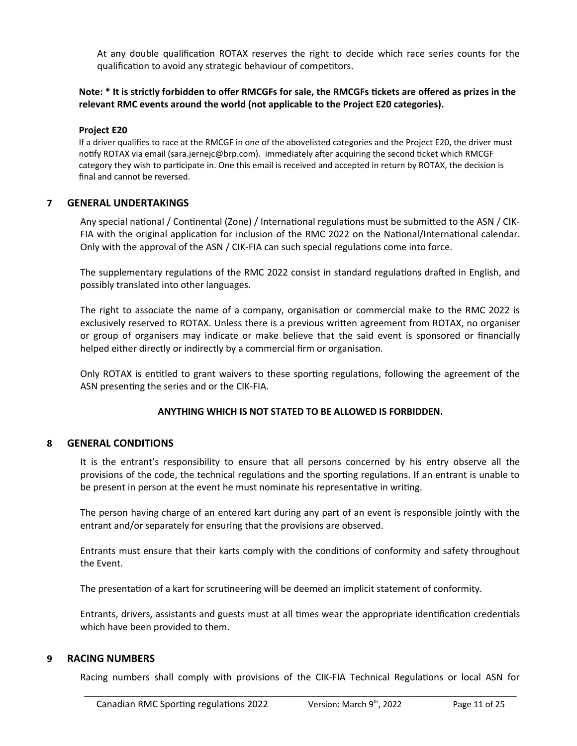At any double qualification ROTAX reserves the right to decide which race series counts for the qualification to avoid any strategic behaviour of competitors.

**Note: * It is strictly forbidden to offer RMCGFs for sale, the RMCGFs tickets are offered as prizes in the relevant RMC events around the world (not applicable to the Project E20 categories).**

**Project E20**

If a driver qualifies to race at the RMCGF in one of the abovelisted categories and the Project E20, the driver must notify ROTAX via email (sara.jernejc@brp.com). immediately after acquiring the second ticket which RMCGF category they wish to participate in. One this email is received and accepted in return by ROTAX, the decision is final and cannot be reversed.

## 7 GENERAL UNDERTAKINGS

Any special national / Continental (Zone) / International regulations must be submitted to the ASN / CIK-FIA with the original application for inclusion of the RMC 2022 on the National/International calendar. Only with the approval of the ASN / CIK-FIA can such special regulations come into force.

The supplementary regulations of the RMC 2022 consist in standard regulations drafted in English, and possibly translated into other languages.

The right to associate the name of a company, organisation or commercial make to the RMC 2022 is exclusively reserved to ROTAX. Unless there is a previous written agreement from ROTAX, no organiser or group of organisers may indicate or make believe that the said event is sponsored or financially helped either directly or indirectly by a commercial firm or organisation.

Only ROTAX is entitled to grant waivers to these sporting regulations, following the agreement of the ASN presenting the series and or the CIK-FIA.

**ANYTHING WHICH IS NOT STATED TO BE ALLOWED IS FORBIDDEN.**

## 8 GENERAL CONDITIONS

It is the entrant's responsibility to ensure that all persons concerned by his entry observe all the provisions of the code, the technical regulations and the sporting regulations. If an entrant is unable to be present in person at the event he must nominate his representative in writing.

The person having charge of an entered kart during any part of an event is responsible jointly with the entrant and/or separately for ensuring that the provisions are observed.

Entrants must ensure that their karts comply with the conditions of conformity and safety throughout the Event.

The presentation of a kart for scrutineering will be deemed an implicit statement of conformity.

Entrants, drivers, assistants and guests must at all times wear the appropriate identification credentials which have been provided to them.

## 9 RACING NUMBERS

Racing numbers shall comply with provisions of the CIK-FIA Technical Regulations or local ASN for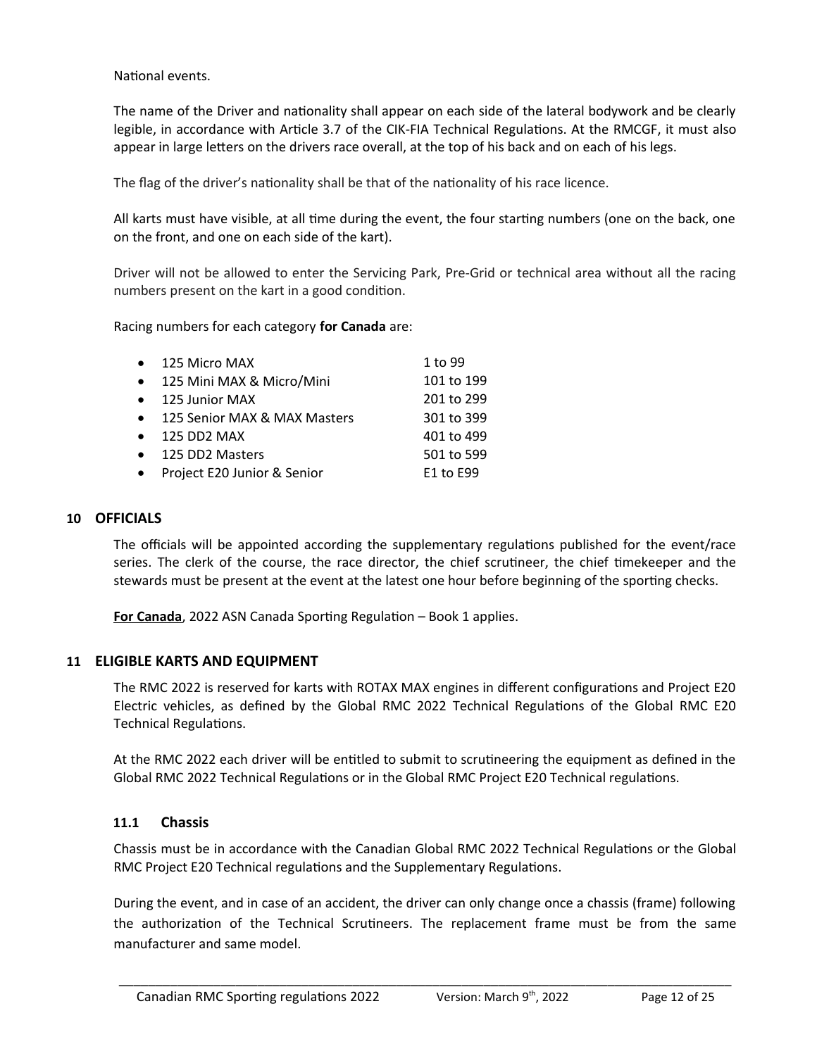National events.

The name of the Driver and nationality shall appear on each side of the lateral bodywork and be clearly legible, in accordance with Article 3.7 of the CIK-FIA Technical Regulations. At the RMCGF, it must also appear in large letters on the drivers race overall, at the top of his back and on each of his legs.

The flag of the driver's nationality shall be that of the nationality of his race licence.

All karts must have visible, at all time during the event, the four starting numbers (one on the back, one on the front, and one on each side of the kart).

Driver will not be allowed to enter the Servicing Park, Pre-Grid or technical area without all the racing numbers present on the kart in a good condition.

Racing numbers for each category **for Canada** are:

- 125 Micro MAX — 1 to 99
- 125 Mini MAX & Micro/Mini — 101 to 199
- 125 Junior MAX — 201 to 299
- 125 Senior MAX & MAX Masters — 301 to 399
- 125 DD2 MAX — 401 to 499
- 125 DD2 Masters — 501 to 599
- Project E20 Junior & Senior — E1 to E99

## 10 OFFICIALS

The officials will be appointed according the supplementary regulations published for the event/race series. The clerk of the course, the race director, the chief scrutineer, the chief timekeeper and the stewards must be present at the event at the latest one hour before beginning of the sporting checks.

**For Canada**, 2022 ASN Canada Sporting Regulation – Book 1 applies.

## 11 ELIGIBLE KARTS AND EQUIPMENT

The RMC 2022 is reserved for karts with ROTAX MAX engines in different configurations and Project E20 Electric vehicles, as defined by the Global RMC 2022 Technical Regulations of the Global RMC E20 Technical Regulations.

At the RMC 2022 each driver will be entitled to submit to scrutineering the equipment as defined in the Global RMC 2022 Technical Regulations or in the Global RMC Project E20 Technical regulations.

### 11.1 Chassis

Chassis must be in accordance with the Canadian Global RMC 2022 Technical Regulations or the Global RMC Project E20 Technical regulations and the Supplementary Regulations.

During the event, and in case of an accident, the driver can only change once a chassis (frame) following the authorization of the Technical Scrutineers. The replacement frame must be from the same manufacturer and same model.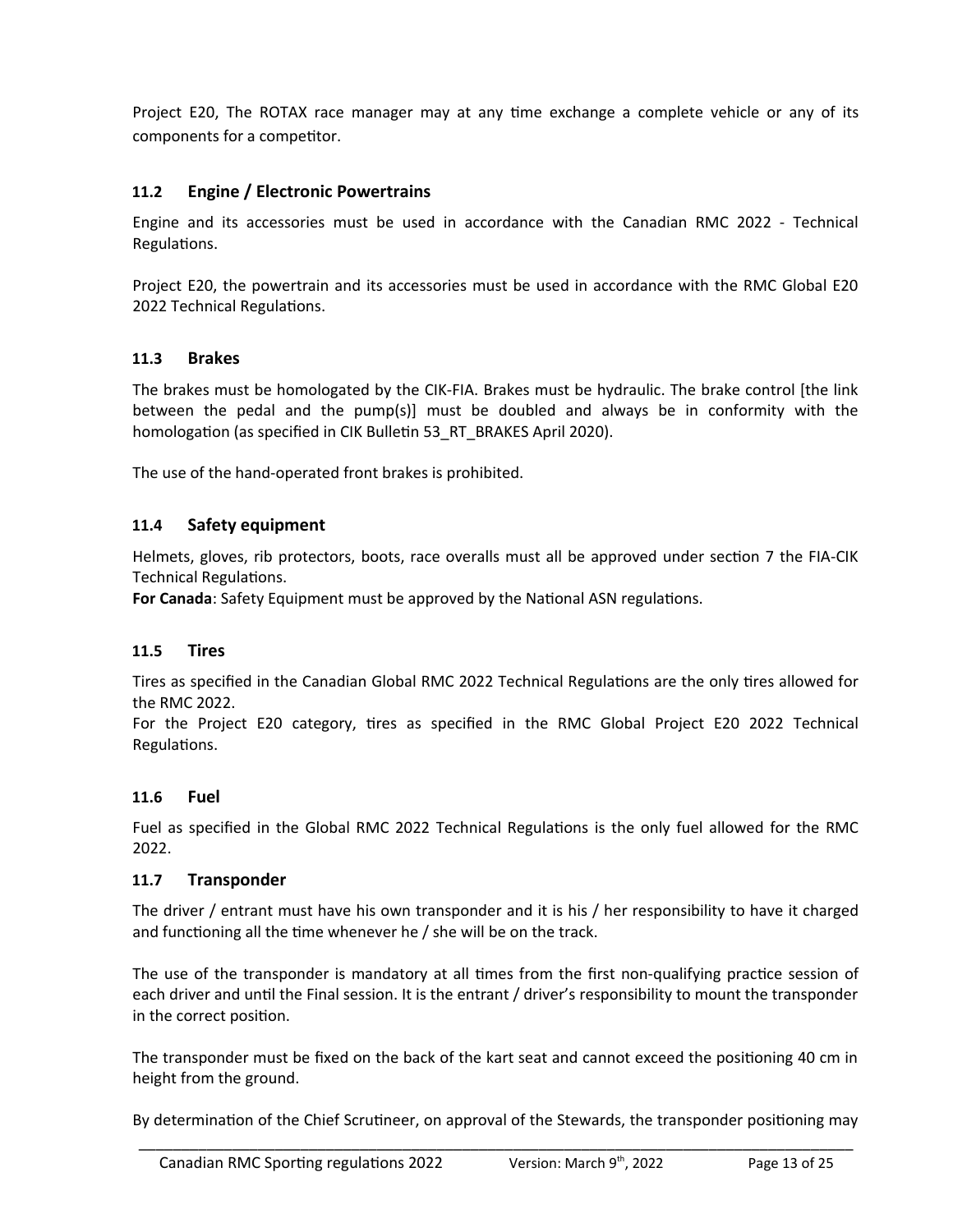Project E20, The ROTAX race manager may at any time exchange a complete vehicle or any of its components for a competitor.

### 11.2 Engine / Electronic Powertrains

Engine and its accessories must be used in accordance with the Canadian RMC 2022 - Technical Regulations.

Project E20, the powertrain and its accessories must be used in accordance with the RMC Global E20 2022 Technical Regulations.

### 11.3 Brakes

The brakes must be homologated by the CIK-FIA. Brakes must be hydraulic. The brake control [the link between the pedal and the pump(s)] must be doubled and always be in conformity with the homologation (as specified in CIK Bulletin 53_RT_BRAKES April 2020).

The use of the hand-operated front brakes is prohibited.

### 11.4 Safety equipment

Helmets, gloves, rib protectors, boots, race overalls must all be approved under section 7 the FIA-CIK Technical Regulations.
**For Canada**: Safety Equipment must be approved by the National ASN regulations.

### 11.5 Tires

Tires as specified in the Canadian Global RMC 2022 Technical Regulations are the only tires allowed for the RMC 2022.
For the Project E20 category, tires as specified in the RMC Global Project E20 2022 Technical Regulations.

### 11.6 Fuel

Fuel as specified in the Global RMC 2022 Technical Regulations is the only fuel allowed for the RMC 2022.

### 11.7 Transponder

The driver / entrant must have his own transponder and it is his / her responsibility to have it charged and functioning all the time whenever he / she will be on the track.

The use of the transponder is mandatory at all times from the first non-qualifying practice session of each driver and until the Final session. It is the entrant / driver's responsibility to mount the transponder in the correct position.

The transponder must be fixed on the back of the kart seat and cannot exceed the positioning 40 cm in height from the ground.

By determination of the Chief Scrutineer, on approval of the Stewards, the transponder positioning may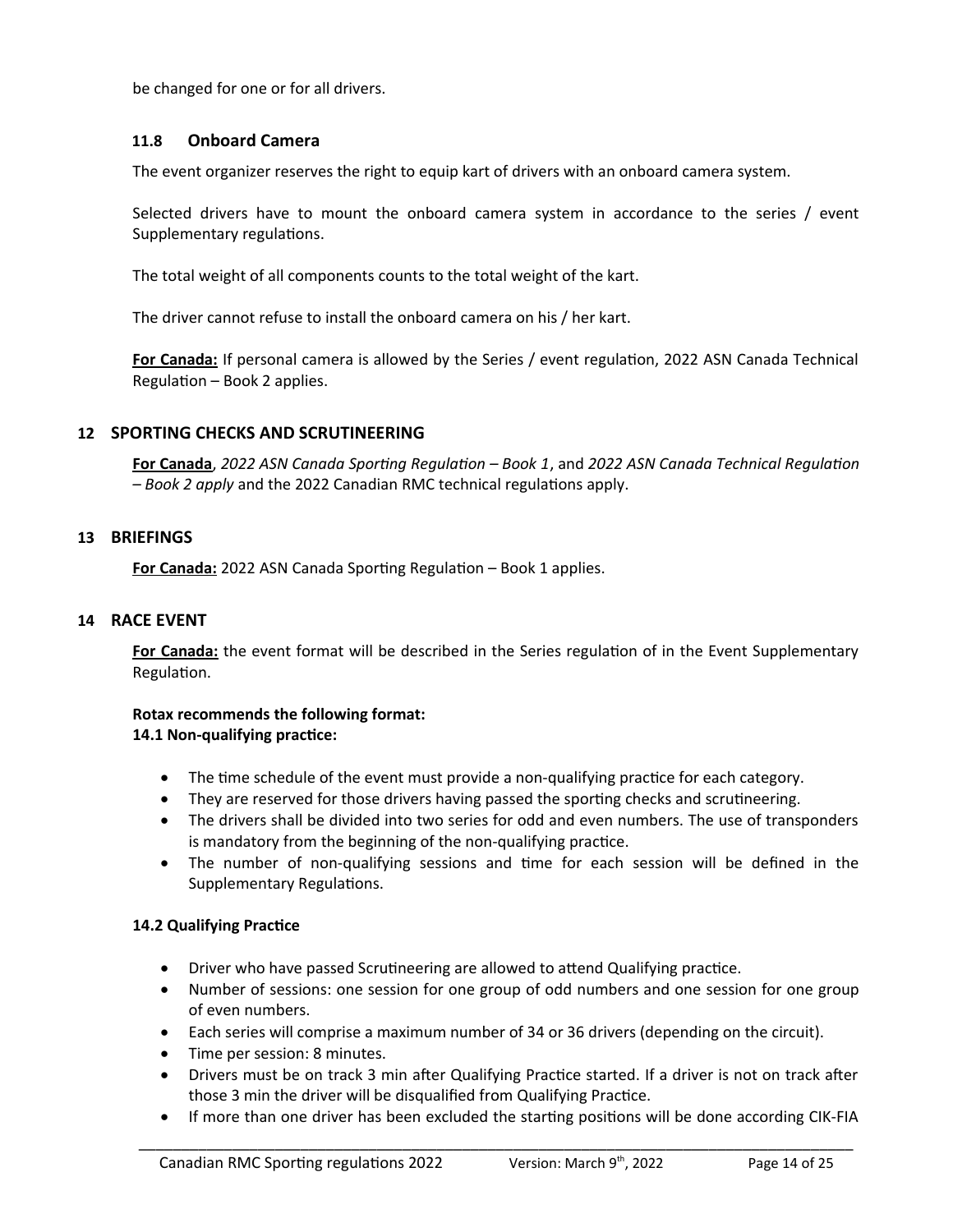be changed for one or for all drivers.

### 11.8 Onboard Camera

The event organizer reserves the right to equip kart of drivers with an onboard camera system.

Selected drivers have to mount the onboard camera system in accordance to the series / event Supplementary regulations.

The total weight of all components counts to the total weight of the kart.

The driver cannot refuse to install the onboard camera on his / her kart.

**For Canada:** If personal camera is allowed by the Series / event regulation, 2022 ASN Canada Technical Regulation – Book 2 applies.

## 12 SPORTING CHECKS AND SCRUTINEERING

**For Canada**, *2022 ASN Canada Sporting Regulation – Book 1*, and *2022 ASN Canada Technical Regulation – Book 2 apply* and the 2022 Canadian RMC technical regulations apply.

## 13 BRIEFINGS

**For Canada:** 2022 ASN Canada Sporting Regulation – Book 1 applies.

## 14 RACE EVENT

**For Canada:** the event format will be described in the Series regulation of in the Event Supplementary Regulation.

**Rotax recommends the following format:**
**14.1 Non-qualifying practice:**

- The time schedule of the event must provide a non-qualifying practice for each category.
- They are reserved for those drivers having passed the sporting checks and scrutineering.
- The drivers shall be divided into two series for odd and even numbers. The use of transponders is mandatory from the beginning of the non-qualifying practice.
- The number of non-qualifying sessions and time for each session will be defined in the Supplementary Regulations.

**14.2 Qualifying Practice**

- Driver who have passed Scrutineering are allowed to attend Qualifying practice.
- Number of sessions: one session for one group of odd numbers and one session for one group of even numbers.
- Each series will comprise a maximum number of 34 or 36 drivers (depending on the circuit).
- Time per session: 8 minutes.
- Drivers must be on track 3 min after Qualifying Practice started. If a driver is not on track after those 3 min the driver will be disqualified from Qualifying Practice.
- If more than one driver has been excluded the starting positions will be done according CIK-FIA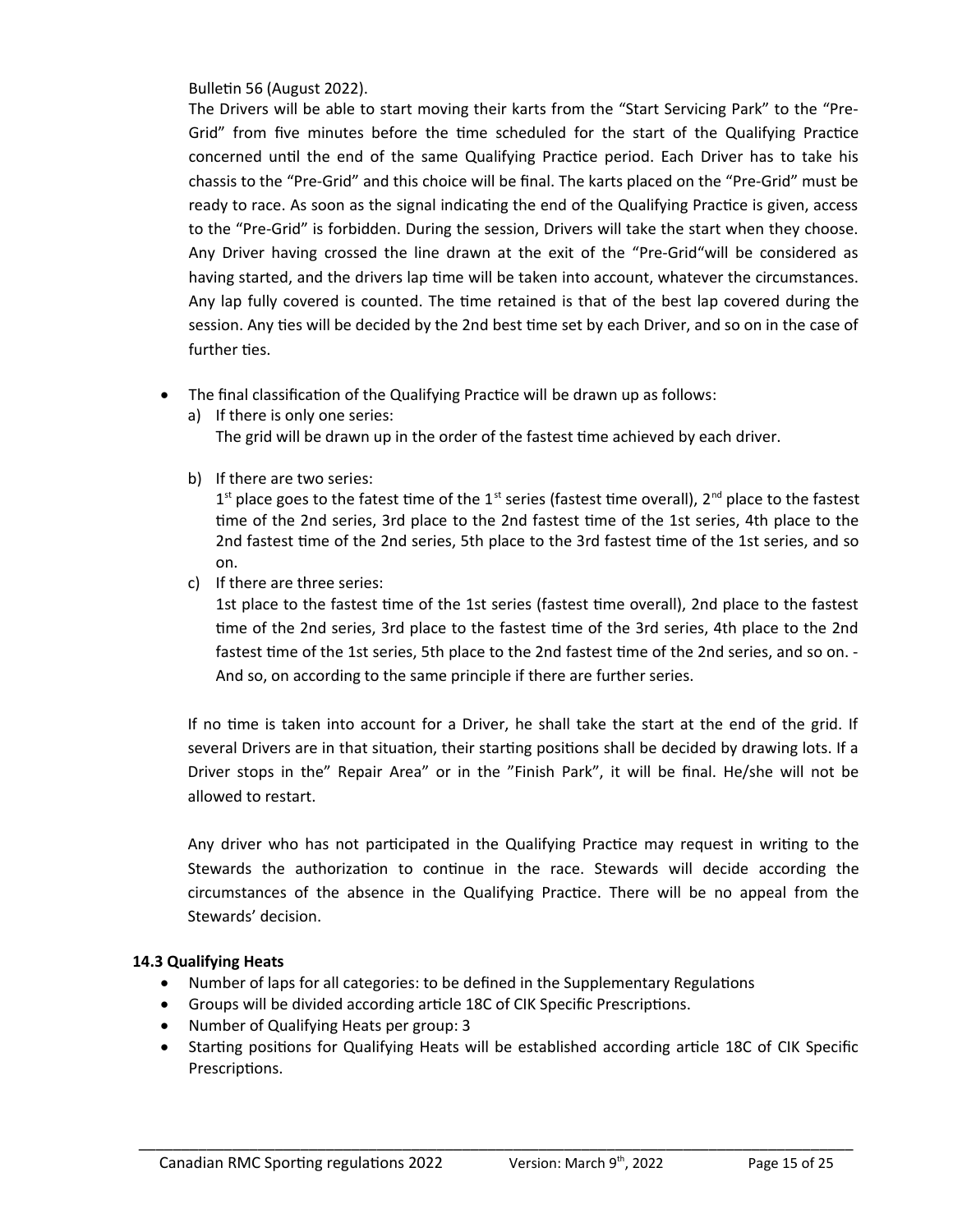Bulletin 56 (August 2022).

The Drivers will be able to start moving their karts from the "Start Servicing Park" to the "Pre-Grid" from five minutes before the time scheduled for the start of the Qualifying Practice concerned until the end of the same Qualifying Practice period. Each Driver has to take his chassis to the "Pre-Grid" and this choice will be final. The karts placed on the "Pre-Grid" must be ready to race. As soon as the signal indicating the end of the Qualifying Practice is given, access to the "Pre-Grid" is forbidden. During the session, Drivers will take the start when they choose. Any Driver having crossed the line drawn at the exit of the "Pre-Grid"will be considered as having started, and the drivers lap time will be taken into account, whatever the circumstances. Any lap fully covered is counted. The time retained is that of the best lap covered during the session. Any ties will be decided by the 2nd best time set by each Driver, and so on in the case of further ties.

- The final classification of the Qualifying Practice will be drawn up as follows:
  a) If there is only one series:
     The grid will be drawn up in the order of the fastest time achieved by each driver.

  b) If there are two series:
     1st place goes to the fatest time of the 1st series (fastest time overall), 2nd place to the fastest time of the 2nd series, 3rd place to the 2nd fastest time of the 1st series, 4th place to the 2nd fastest time of the 2nd series, 5th place to the 3rd fastest time of the 1st series, and so on.
  c) If there are three series:
     1st place to the fastest time of the 1st series (fastest time overall), 2nd place to the fastest time of the 2nd series, 3rd place to the fastest time of the 3rd series, 4th place to the 2nd fastest time of the 1st series, 5th place to the 2nd fastest time of the 2nd series, and so on. - And so, on according to the same principle if there are further series.

If no time is taken into account for a Driver, he shall take the start at the end of the grid. If several Drivers are in that situation, their starting positions shall be decided by drawing lots. If a Driver stops in the" Repair Area" or in the "Finish Park", it will be final. He/she will not be allowed to restart.

Any driver who has not participated in the Qualifying Practice may request in writing to the Stewards the authorization to continue in the race. Stewards will decide according the circumstances of the absence in the Qualifying Practice. There will be no appeal from the Stewards' decision.

### 14.3 Qualifying Heats

- Number of laps for all categories: to be defined in the Supplementary Regulations
- Groups will be divided according article 18C of CIK Specific Prescriptions.
- Number of Qualifying Heats per group: 3
- Starting positions for Qualifying Heats will be established according article 18C of CIK Specific Prescriptions.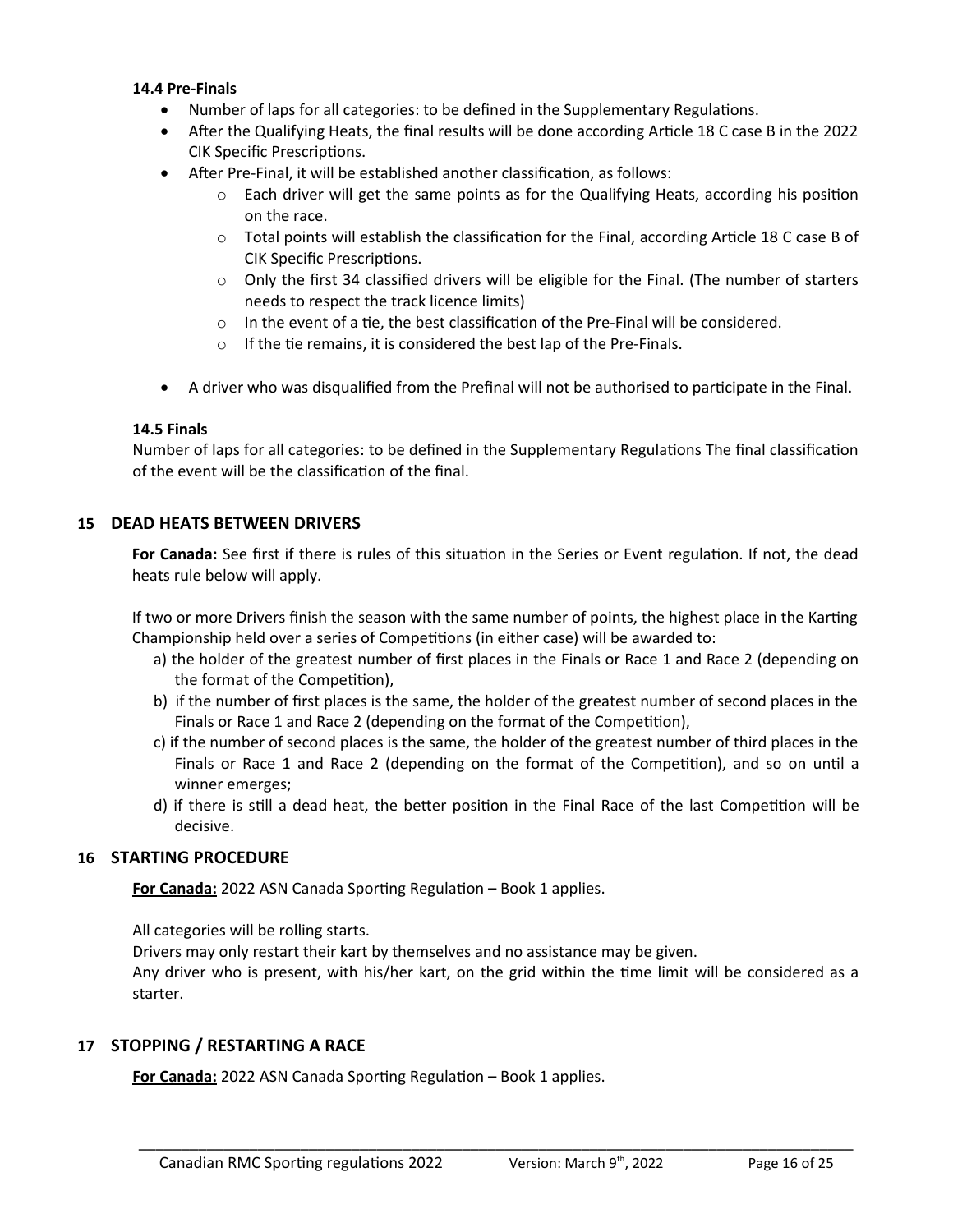#### 14.4 Pre-Finals

- Number of laps for all categories: to be defined in the Supplementary Regulations.
- After the Qualifying Heats, the final results will be done according Article 18 C case B in the 2022 CIK Specific Prescriptions.
- After Pre-Final, it will be established another classification, as follows:
  - Each driver will get the same points as for the Qualifying Heats, according his position on the race.
  - Total points will establish the classification for the Final, according Article 18 C case B of CIK Specific Prescriptions.
  - Only the first 34 classified drivers will be eligible for the Final. (The number of starters needs to respect the track licence limits)
  - In the event of a tie, the best classification of the Pre-Final will be considered.
  - If the tie remains, it is considered the best lap of the Pre-Finals.
- A driver who was disqualified from the Prefinal will not be authorised to participate in the Final.

#### 14.5 Finals

Number of laps for all categories: to be defined in the Supplementary Regulations The final classification of the event will be the classification of the final.

## 15 DEAD HEATS BETWEEN DRIVERS

**For Canada:** See first if there is rules of this situation in the Series or Event regulation. If not, the dead heats rule below will apply.

If two or more Drivers finish the season with the same number of points, the highest place in the Karting Championship held over a series of Competitions (in either case) will be awarded to:

a) the holder of the greatest number of first places in the Finals or Race 1 and Race 2 (depending on the format of the Competition),

b) if the number of first places is the same, the holder of the greatest number of second places in the Finals or Race 1 and Race 2 (depending on the format of the Competition),

c) if the number of second places is the same, the holder of the greatest number of third places in the Finals or Race 1 and Race 2 (depending on the format of the Competition), and so on until a winner emerges;

d) if there is still a dead heat, the better position in the Final Race of the last Competition will be decisive.

## 16 STARTING PROCEDURE

**For Canada:** 2022 ASN Canada Sporting Regulation – Book 1 applies.

All categories will be rolling starts.

Drivers may only restart their kart by themselves and no assistance may be given.

Any driver who is present, with his/her kart, on the grid within the time limit will be considered as a starter.

## 17 STOPPING / RESTARTING A RACE

**For Canada:** 2022 ASN Canada Sporting Regulation – Book 1 applies.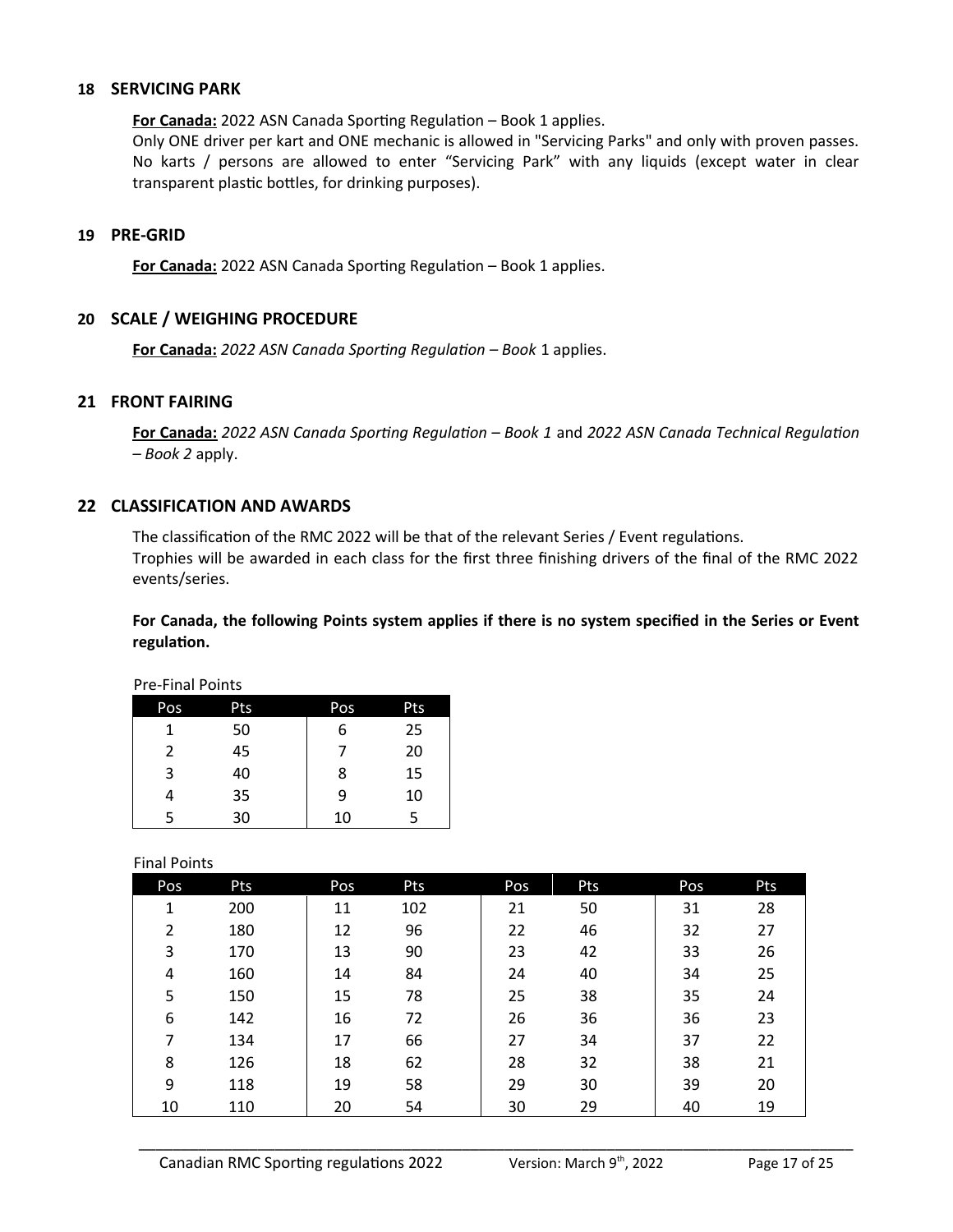## 18 SERVICING PARK

**For Canada:** 2022 ASN Canada Sporting Regulation – Book 1 applies.
Only ONE driver per kart and ONE mechanic is allowed in "Servicing Parks" and only with proven passes. No karts / persons are allowed to enter "Servicing Park" with any liquids (except water in clear transparent plastic bottles, for drinking purposes).

## 19 PRE-GRID

**For Canada:** 2022 ASN Canada Sporting Regulation – Book 1 applies.

## 20 SCALE / WEIGHING PROCEDURE

**For Canada:** *2022 ASN Canada Sporting Regulation – Book* 1 applies.

## 21 FRONT FAIRING

**For Canada:** *2022 ASN Canada Sporting Regulation – Book 1* and *2022 ASN Canada Technical Regulation – Book 2* apply.

## 22 CLASSIFICATION AND AWARDS

The classification of the RMC 2022 will be that of the relevant Series / Event regulations.
Trophies will be awarded in each class for the first three finishing drivers of the final of the RMC 2022 events/series.

**For Canada, the following Points system applies if there is no system specified in the Series or Event regulation.**

Pre-Final Points

| Pos | Pts | Pos | Pts |
|---|---|---|---|
| 1 | 50 | 6 | 25 |
| 2 | 45 | 7 | 20 |
| 3 | 40 | 8 | 15 |
| 4 | 35 | 9 | 10 |
| 5 | 30 | 10 | 5 |

Final Points

| Pos | Pts | Pos | Pts | Pos | Pts | Pos | Pts |
|---|---|---|---|---|---|---|---|
| 1 | 200 | 11 | 102 | 21 | 50 | 31 | 28 |
| 2 | 180 | 12 | 96 | 22 | 46 | 32 | 27 |
| 3 | 170 | 13 | 90 | 23 | 42 | 33 | 26 |
| 4 | 160 | 14 | 84 | 24 | 40 | 34 | 25 |
| 5 | 150 | 15 | 78 | 25 | 38 | 35 | 24 |
| 6 | 142 | 16 | 72 | 26 | 36 | 36 | 23 |
| 7 | 134 | 17 | 66 | 27 | 34 | 37 | 22 |
| 8 | 126 | 18 | 62 | 28 | 32 | 38 | 21 |
| 9 | 118 | 19 | 58 | 29 | 30 | 39 | 20 |
| 10 | 110 | 20 | 54 | 30 | 29 | 40 | 19 |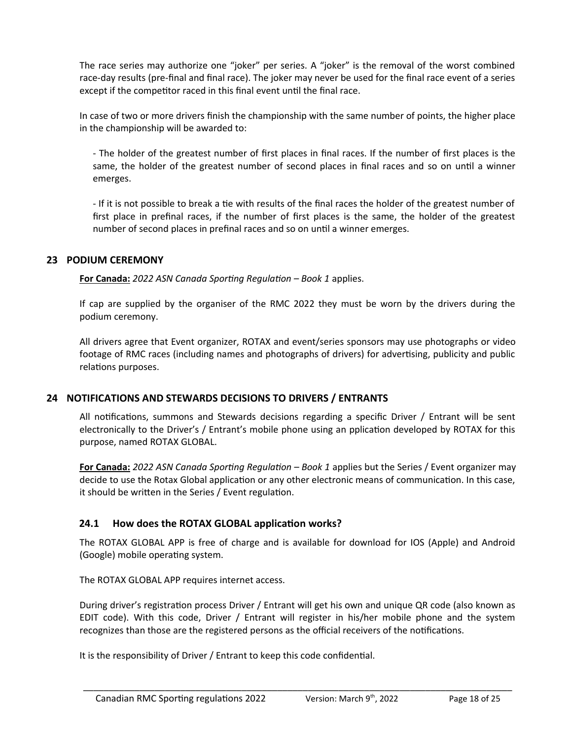The race series may authorize one “joker” per series. A “joker” is the removal of the worst combined race-day results (pre-final and final race). The joker may never be used for the final race event of a series except if the competitor raced in this final event until the final race.

In case of two or more drivers finish the championship with the same number of points, the higher place in the championship will be awarded to:

- The holder of the greatest number of first places in final races. If the number of first places is the same, the holder of the greatest number of second places in final races and so on until a winner emerges.

- If it is not possible to break a tie with results of the final races the holder of the greatest number of first place in prefinal races, if the number of first places is the same, the holder of the greatest number of second places in prefinal races and so on until a winner emerges.

## 23 PODIUM CEREMONY

**For Canada:** *2022 ASN Canada Sporting Regulation – Book 1* applies.

If cap are supplied by the organiser of the RMC 2022 they must be worn by the drivers during the podium ceremony.

All drivers agree that Event organizer, ROTAX and event/series sponsors may use photographs or video footage of RMC races (including names and photographs of drivers) for advertising, publicity and public relations purposes.

## 24 NOTIFICATIONS AND STEWARDS DECISIONS TO DRIVERS / ENTRANTS

All notifications, summons and Stewards decisions regarding a specific Driver / Entrant will be sent electronically to the Driver’s / Entrant’s mobile phone using an pplication developed by ROTAX for this purpose, named ROTAX GLOBAL.

**For Canada:** *2022 ASN Canada Sporting Regulation – Book 1* applies but the Series / Event organizer may decide to use the Rotax Global application or any other electronic means of communication. In this case, it should be written in the Series / Event regulation.

### 24.1 How does the ROTAX GLOBAL application works?

The ROTAX GLOBAL APP is free of charge and is available for download for IOS (Apple) and Android (Google) mobile operating system.

The ROTAX GLOBAL APP requires internet access.

During driver’s registration process Driver / Entrant will get his own and unique QR code (also known as EDIT code). With this code, Driver / Entrant will register in his/her mobile phone and the system recognizes than those are the registered persons as the official receivers of the notifications.

It is the responsibility of Driver / Entrant to keep this code confidential.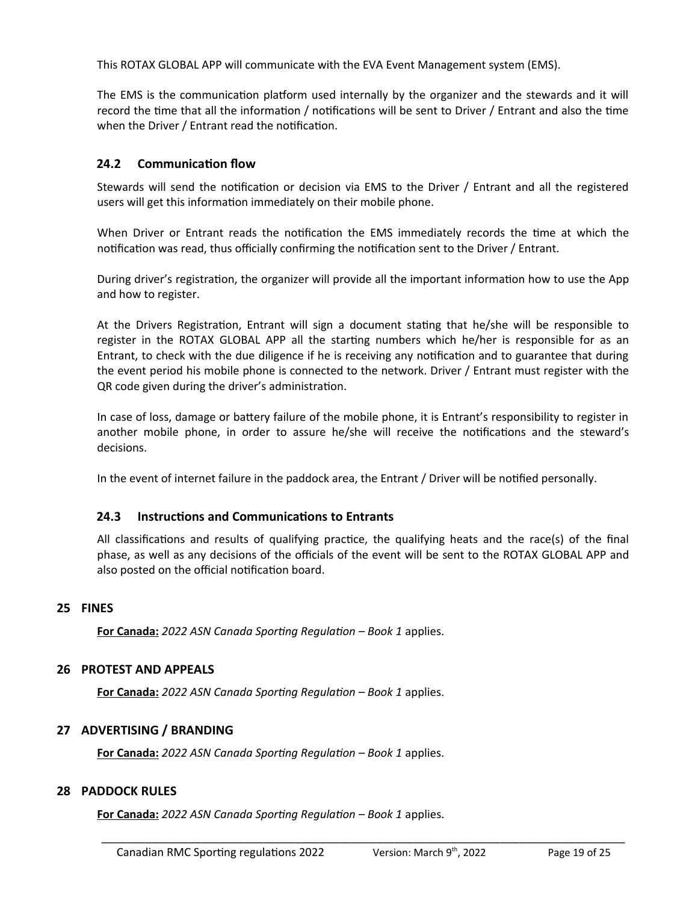This ROTAX GLOBAL APP will communicate with the EVA Event Management system (EMS).

The EMS is the communication platform used internally by the organizer and the stewards and it will record the time that all the information / notifications will be sent to Driver / Entrant and also the time when the Driver / Entrant read the notification.

### 24.2 Communication flow

Stewards will send the notification or decision via EMS to the Driver / Entrant and all the registered users will get this information immediately on their mobile phone.

When Driver or Entrant reads the notification the EMS immediately records the time at which the notification was read, thus officially confirming the notification sent to the Driver / Entrant.

During driver's registration, the organizer will provide all the important information how to use the App and how to register.

At the Drivers Registration, Entrant will sign a document stating that he/she will be responsible to register in the ROTAX GLOBAL APP all the starting numbers which he/her is responsible for as an Entrant, to check with the due diligence if he is receiving any notification and to guarantee that during the event period his mobile phone is connected to the network. Driver / Entrant must register with the QR code given during the driver's administration.

In case of loss, damage or battery failure of the mobile phone, it is Entrant's responsibility to register in another mobile phone, in order to assure he/she will receive the notifications and the steward's decisions.

In the event of internet failure in the paddock area, the Entrant / Driver will be notified personally.

### 24.3 Instructions and Communications to Entrants

All classifications and results of qualifying practice, the qualifying heats and the race(s) of the final phase, as well as any decisions of the officials of the event will be sent to the ROTAX GLOBAL APP and also posted on the official notification board.

## 25 FINES

**For Canada:** *2022 ASN Canada Sporting Regulation – Book 1* applies.

## 26 PROTEST AND APPEALS

**For Canada:** *2022 ASN Canada Sporting Regulation – Book 1* applies.

## 27 ADVERTISING / BRANDING

**For Canada:** *2022 ASN Canada Sporting Regulation – Book 1* applies.

## 28 PADDOCK RULES

**For Canada:** *2022 ASN Canada Sporting Regulation – Book 1* applies.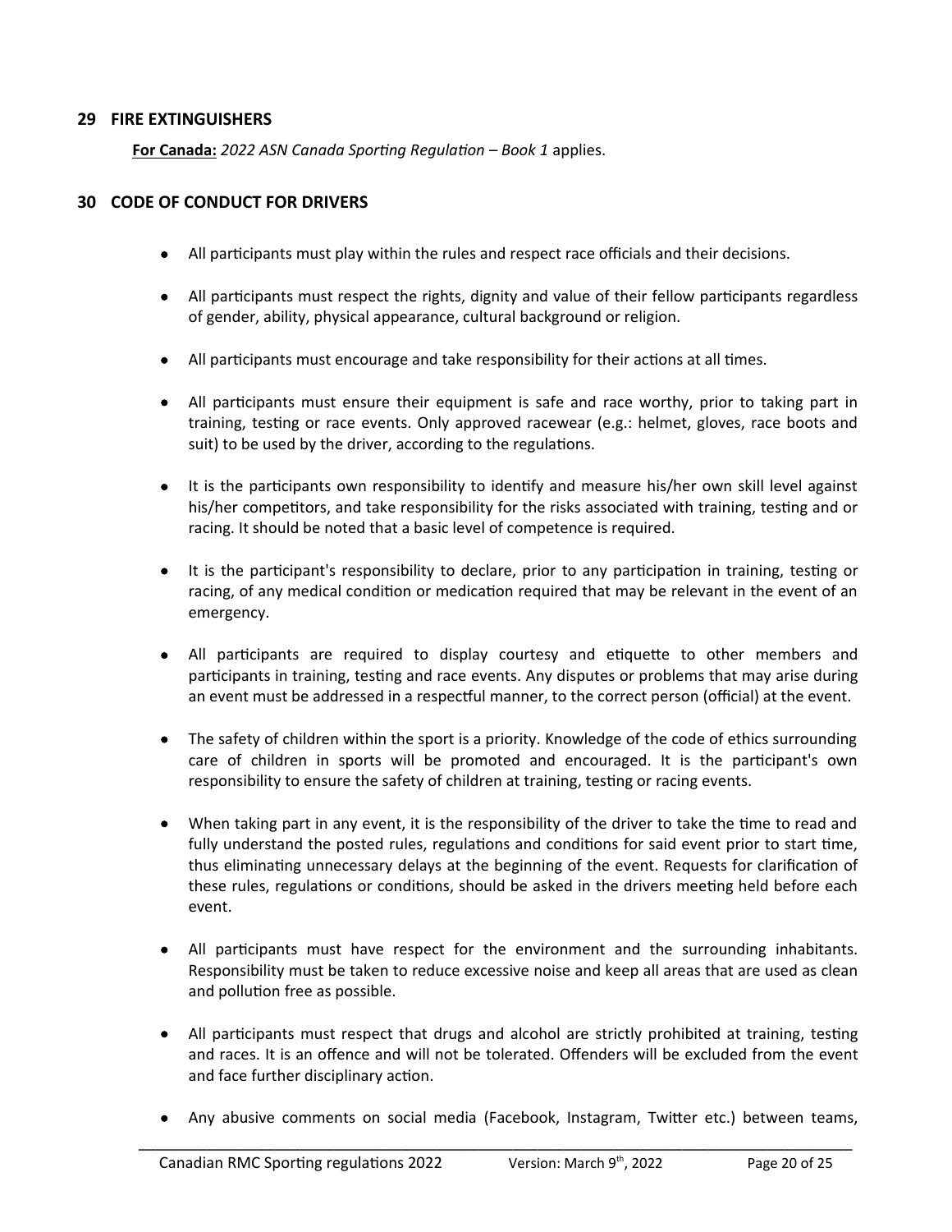## 29 FIRE EXTINGUISHERS

**For Canada:** *2022 ASN Canada Sporting Regulation – Book 1* applies.

## 30 CODE OF CONDUCT FOR DRIVERS

- All participants must play within the rules and respect race officials and their decisions.
- All participants must respect the rights, dignity and value of their fellow participants regardless of gender, ability, physical appearance, cultural background or religion.
- All participants must encourage and take responsibility for their actions at all times.
- All participants must ensure their equipment is safe and race worthy, prior to taking part in training, testing or race events. Only approved racewear (e.g.: helmet, gloves, race boots and suit) to be used by the driver, according to the regulations.
- It is the participants own responsibility to identify and measure his/her own skill level against his/her competitors, and take responsibility for the risks associated with training, testing and or racing. It should be noted that a basic level of competence is required.
- It is the participant's responsibility to declare, prior to any participation in training, testing or racing, of any medical condition or medication required that may be relevant in the event of an emergency.
- All participants are required to display courtesy and etiquette to other members and participants in training, testing and race events. Any disputes or problems that may arise during an event must be addressed in a respectful manner, to the correct person (official) at the event.
- The safety of children within the sport is a priority. Knowledge of the code of ethics surrounding care of children in sports will be promoted and encouraged. It is the participant's own responsibility to ensure the safety of children at training, testing or racing events.
- When taking part in any event, it is the responsibility of the driver to take the time to read and fully understand the posted rules, regulations and conditions for said event prior to start time, thus eliminating unnecessary delays at the beginning of the event. Requests for clarification of these rules, regulations or conditions, should be asked in the drivers meeting held before each event.
- All participants must have respect for the environment and the surrounding inhabitants. Responsibility must be taken to reduce excessive noise and keep all areas that are used as clean and pollution free as possible.
- All participants must respect that drugs and alcohol are strictly prohibited at training, testing and races. It is an offence and will not be tolerated. Offenders will be excluded from the event and face further disciplinary action.
- Any abusive comments on social media (Facebook, Instagram, Twitter etc.) between teams,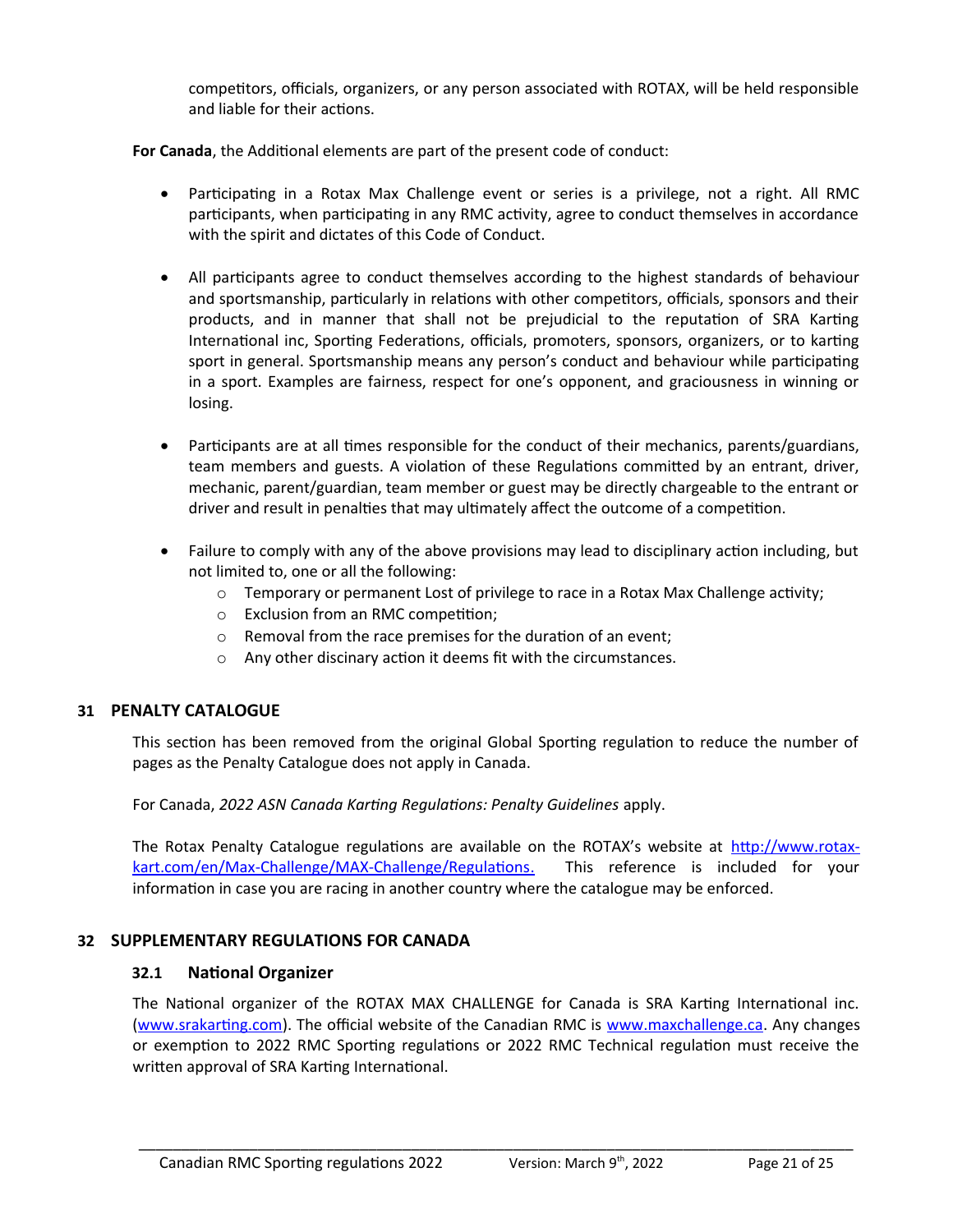competitors, officials, organizers, or any person associated with ROTAX, will be held responsible and liable for their actions.

**For Canada**, the Additional elements are part of the present code of conduct:

- Participating in a Rotax Max Challenge event or series is a privilege, not a right. All RMC participants, when participating in any RMC activity, agree to conduct themselves in accordance with the spirit and dictates of this Code of Conduct.
- All participants agree to conduct themselves according to the highest standards of behaviour and sportsmanship, particularly in relations with other competitors, officials, sponsors and their products, and in manner that shall not be prejudicial to the reputation of SRA Karting International inc, Sporting Federations, officials, promoters, sponsors, organizers, or to karting sport in general. Sportsmanship means any person's conduct and behaviour while participating in a sport. Examples are fairness, respect for one's opponent, and graciousness in winning or losing.
- Participants are at all times responsible for the conduct of their mechanics, parents/guardians, team members and guests. A violation of these Regulations committed by an entrant, driver, mechanic, parent/guardian, team member or guest may be directly chargeable to the entrant or driver and result in penalties that may ultimately affect the outcome of a competition.
- Failure to comply with any of the above provisions may lead to disciplinary action including, but not limited to, one or all the following:
  - Temporary or permanent Lost of privilege to race in a Rotax Max Challenge activity;
  - Exclusion from an RMC competition;
  - Removal from the race premises for the duration of an event;
  - Any other discinary action it deems fit with the circumstances.

## 31 PENALTY CATALOGUE

This section has been removed from the original Global Sporting regulation to reduce the number of pages as the Penalty Catalogue does not apply in Canada.

For Canada, *2022 ASN Canada Karting Regulations: Penalty Guidelines* apply.

The Rotax Penalty Catalogue regulations are available on the ROTAX's website at [http://www.rotax-kart.com/en/Max-Challenge/MAX-Challenge/Regulations.](http://www.rotax-kart.com/en/Max-Challenge/MAX-Challenge/Regulations) This reference is included for your information in case you are racing in another country where the catalogue may be enforced.

## 32 SUPPLEMENTARY REGULATIONS FOR CANADA

### 32.1 National Organizer

The National organizer of the ROTAX MAX CHALLENGE for Canada is SRA Karting International inc. ([www.srakarting.com](http://www.srakarting.com)). The official website of the Canadian RMC is [www.maxchallenge.ca](http://www.maxchallenge.ca). Any changes or exemption to 2022 RMC Sporting regulations or 2022 RMC Technical regulation must receive the written approval of SRA Karting International.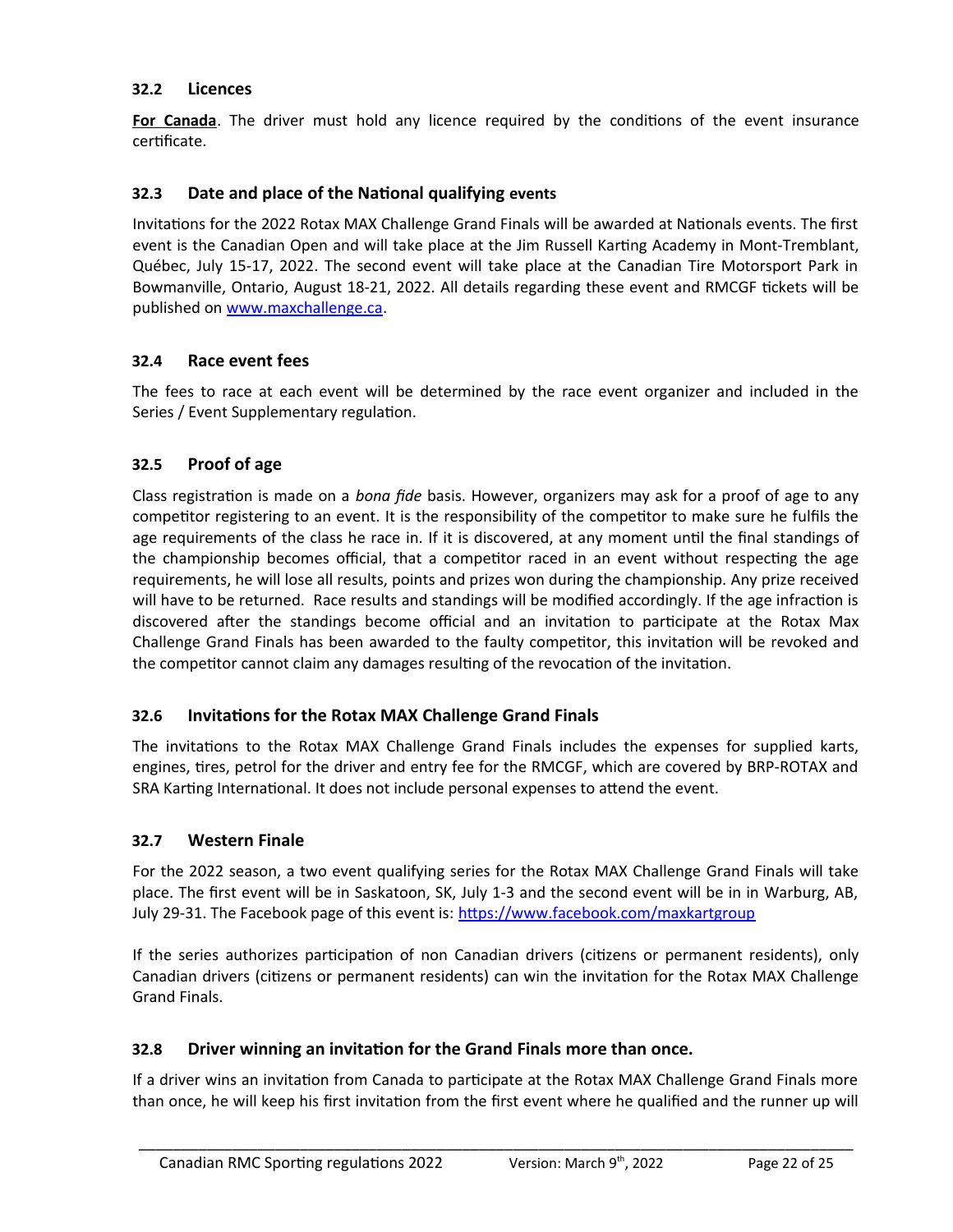### 32.2 Licences

**For Canada**. The driver must hold any licence required by the conditions of the event insurance certificate.

### 32.3 Date and place of the National qualifying events

Invitations for the 2022 Rotax MAX Challenge Grand Finals will be awarded at Nationals events. The first event is the Canadian Open and will take place at the Jim Russell Karting Academy in Mont-Tremblant, Québec, July 15-17, 2022. The second event will take place at the Canadian Tire Motorsport Park in Bowmanville, Ontario, August 18-21, 2022. All details regarding these event and RMCGF tickets will be published on [www.maxchallenge.ca](http://www.maxchallenge.ca).

### 32.4 Race event fees

The fees to race at each event will be determined by the race event organizer and included in the Series / Event Supplementary regulation.

### 32.5 Proof of age

Class registration is made on a *bona fide* basis. However, organizers may ask for a proof of age to any competitor registering to an event. It is the responsibility of the competitor to make sure he fulfils the age requirements of the class he race in. If it is discovered, at any moment until the final standings of the championship becomes official, that a competitor raced in an event without respecting the age requirements, he will lose all results, points and prizes won during the championship. Any prize received will have to be returned. Race results and standings will be modified accordingly. If the age infraction is discovered after the standings become official and an invitation to participate at the Rotax Max Challenge Grand Finals has been awarded to the faulty competitor, this invitation will be revoked and the competitor cannot claim any damages resulting of the revocation of the invitation.

### 32.6 Invitations for the Rotax MAX Challenge Grand Finals

The invitations to the Rotax MAX Challenge Grand Finals includes the expenses for supplied karts, engines, tires, petrol for the driver and entry fee for the RMCGF, which are covered by BRP-ROTAX and SRA Karting International. It does not include personal expenses to attend the event.

### 32.7 Western Finale

For the 2022 season, a two event qualifying series for the Rotax MAX Challenge Grand Finals will take place. The first event will be in Saskatoon, SK, July 1-3 and the second event will be in in Warburg, AB, July 29-31. The Facebook page of this event is: [https://www.facebook.com/maxkartgroup](https://www.facebook.com/maxkartgroup)

If the series authorizes participation of non Canadian drivers (citizens or permanent residents), only Canadian drivers (citizens or permanent residents) can win the invitation for the Rotax MAX Challenge Grand Finals.

### 32.8 Driver winning an invitation for the Grand Finals more than once.

If a driver wins an invitation from Canada to participate at the Rotax MAX Challenge Grand Finals more than once, he will keep his first invitation from the first event where he qualified and the runner up will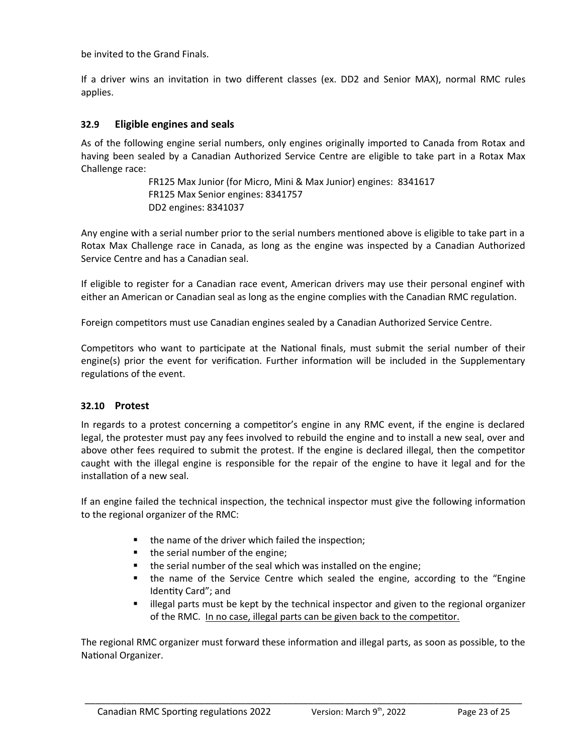be invited to the Grand Finals.

If a driver wins an invitation in two different classes (ex. DD2 and Senior MAX), normal RMC rules applies.

### 32.9 Eligible engines and seals

As of the following engine serial numbers, only engines originally imported to Canada from Rotax and having been sealed by a Canadian Authorized Service Centre are eligible to take part in a Rotax Max Challenge race:

FR125 Max Junior (for Micro, Mini & Max Junior) engines: 8341617
FR125 Max Senior engines: 8341757
DD2 engines: 8341037

Any engine with a serial number prior to the serial numbers mentioned above is eligible to take part in a Rotax Max Challenge race in Canada, as long as the engine was inspected by a Canadian Authorized Service Centre and has a Canadian seal.

If eligible to register for a Canadian race event, American drivers may use their personal enginef with either an American or Canadian seal as long as the engine complies with the Canadian RMC regulation.

Foreign competitors must use Canadian engines sealed by a Canadian Authorized Service Centre.

Competitors who want to participate at the National finals, must submit the serial number of their engine(s) prior the event for verification. Further information will be included in the Supplementary regulations of the event.

### 32.10 Protest

In regards to a protest concerning a competitor's engine in any RMC event, if the engine is declared legal, the protester must pay any fees involved to rebuild the engine and to install a new seal, over and above other fees required to submit the protest. If the engine is declared illegal, then the competitor caught with the illegal engine is responsible for the repair of the engine to have it legal and for the installation of a new seal.

If an engine failed the technical inspection, the technical inspector must give the following information to the regional organizer of the RMC:

- the name of the driver which failed the inspection;
- the serial number of the engine;
- the serial number of the seal which was installed on the engine;
- the name of the Service Centre which sealed the engine, according to the "Engine Identity Card"; and
- illegal parts must be kept by the technical inspector and given to the regional organizer of the RMC. <u>In no case, illegal parts can be given back to the competitor.</u>

The regional RMC organizer must forward these information and illegal parts, as soon as possible, to the National Organizer.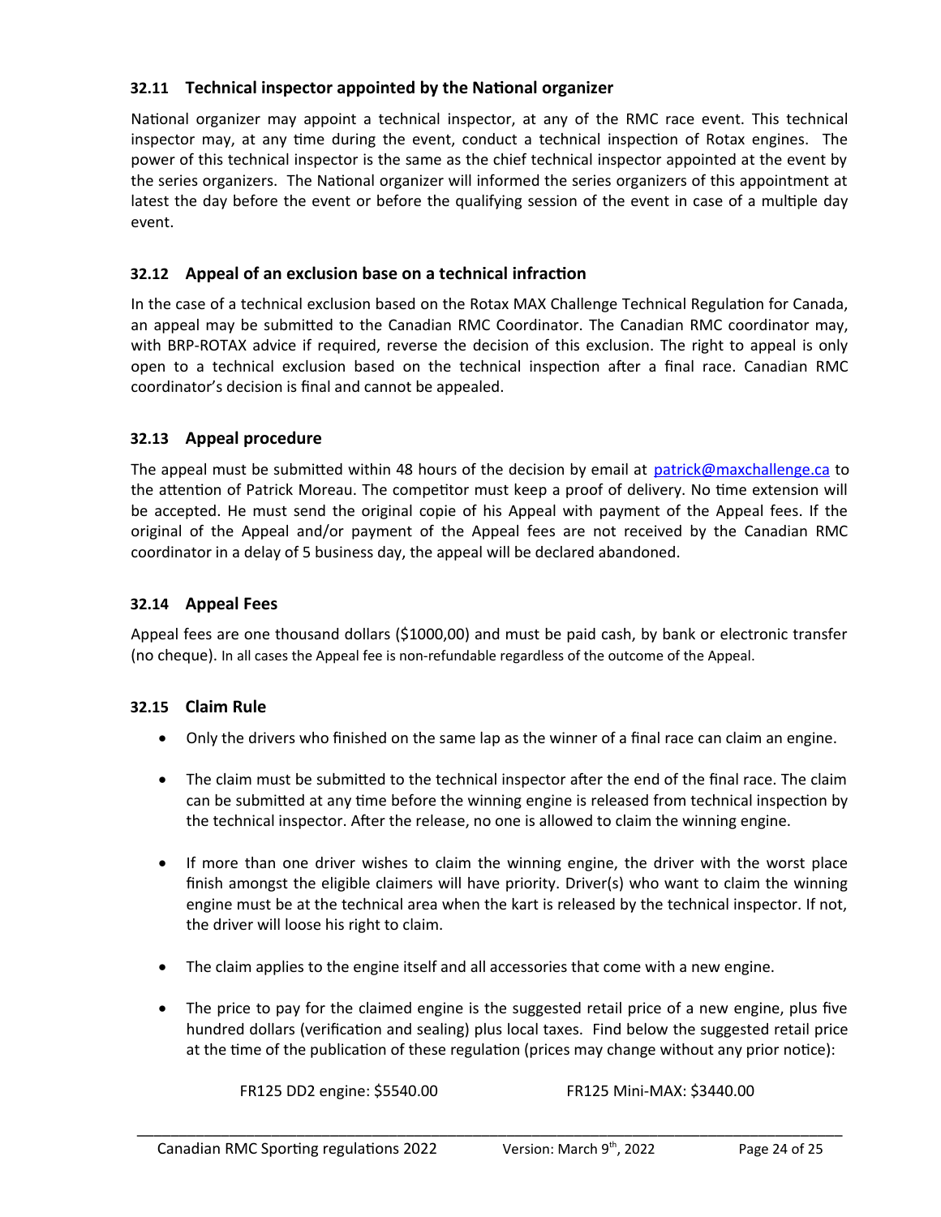### 32.11 Technical inspector appointed by the National organizer

National organizer may appoint a technical inspector, at any of the RMC race event. This technical inspector may, at any time during the event, conduct a technical inspection of Rotax engines. The power of this technical inspector is the same as the chief technical inspector appointed at the event by the series organizers. The National organizer will informed the series organizers of this appointment at latest the day before the event or before the qualifying session of the event in case of a multiple day event.

### 32.12 Appeal of an exclusion base on a technical infraction

In the case of a technical exclusion based on the Rotax MAX Challenge Technical Regulation for Canada, an appeal may be submitted to the Canadian RMC Coordinator. The Canadian RMC coordinator may, with BRP-ROTAX advice if required, reverse the decision of this exclusion. The right to appeal is only open to a technical exclusion based on the technical inspection after a final race. Canadian RMC coordinator's decision is final and cannot be appealed.

### 32.13 Appeal procedure

The appeal must be submitted within 48 hours of the decision by email at [patrick@maxchallenge.ca](mailto:patrick@maxchallenge.ca) to the attention of Patrick Moreau. The competitor must keep a proof of delivery. No time extension will be accepted. He must send the original copie of his Appeal with payment of the Appeal fees. If the original of the Appeal and/or payment of the Appeal fees are not received by the Canadian RMC coordinator in a delay of 5 business day, the appeal will be declared abandoned.

### 32.14 Appeal Fees

Appeal fees are one thousand dollars ($1000,00) and must be paid cash, by bank or electronic transfer (no cheque). In all cases the Appeal fee is non-refundable regardless of the outcome of the Appeal.

### 32.15 Claim Rule

- Only the drivers who finished on the same lap as the winner of a final race can claim an engine.
- The claim must be submitted to the technical inspector after the end of the final race. The claim can be submitted at any time before the winning engine is released from technical inspection by the technical inspector. After the release, no one is allowed to claim the winning engine.
- If more than one driver wishes to claim the winning engine, the driver with the worst place finish amongst the eligible claimers will have priority. Driver(s) who want to claim the winning engine must be at the technical area when the kart is released by the technical inspector. If not, the driver will loose his right to claim.
- The claim applies to the engine itself and all accessories that come with a new engine.
- The price to pay for the claimed engine is the suggested retail price of a new engine, plus five hundred dollars (verification and sealing) plus local taxes. Find below the suggested retail price at the time of the publication of these regulation (prices may change without any prior notice):

  FR125 DD2 engine: $5540.00 FR125 Mini-MAX: $3440.00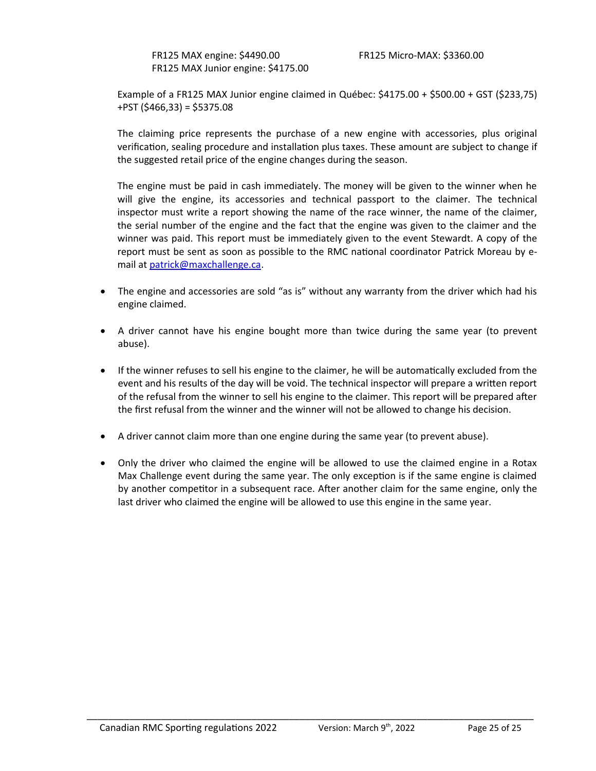FR125 MAX engine: $4490.00
FR125 MAX Junior engine: $4175.00
FR125 Micro-MAX: $3360.00

Example of a FR125 MAX Junior engine claimed in Québec: $4175.00 + $500.00 + GST ($233,75) +PST ($466,33) = $5375.08

The claiming price represents the purchase of a new engine with accessories, plus original verification, sealing procedure and installation plus taxes. These amount are subject to change if the suggested retail price of the engine changes during the season.

The engine must be paid in cash immediately. The money will be given to the winner when he will give the engine, its accessories and technical passport to the claimer. The technical inspector must write a report showing the name of the race winner, the name of the claimer, the serial number of the engine and the fact that the engine was given to the claimer and the winner was paid. This report must be immediately given to the event Stewardt. A copy of the report must be sent as soon as possible to the RMC national coordinator Patrick Moreau by e-mail at patrick@maxchallenge.ca.

- The engine and accessories are sold "as is" without any warranty from the driver which had his engine claimed.
- A driver cannot have his engine bought more than twice during the same year (to prevent abuse).
- If the winner refuses to sell his engine to the claimer, he will be automatically excluded from the event and his results of the day will be void. The technical inspector will prepare a written report of the refusal from the winner to sell his engine to the claimer. This report will be prepared after the first refusal from the winner and the winner will not be allowed to change his decision.
- A driver cannot claim more than one engine during the same year (to prevent abuse).
- Only the driver who claimed the engine will be allowed to use the claimed engine in a Rotax Max Challenge event during the same year. The only exception is if the same engine is claimed by another competitor in a subsequent race. After another claim for the same engine, only the last driver who claimed the engine will be allowed to use this engine in the same year.